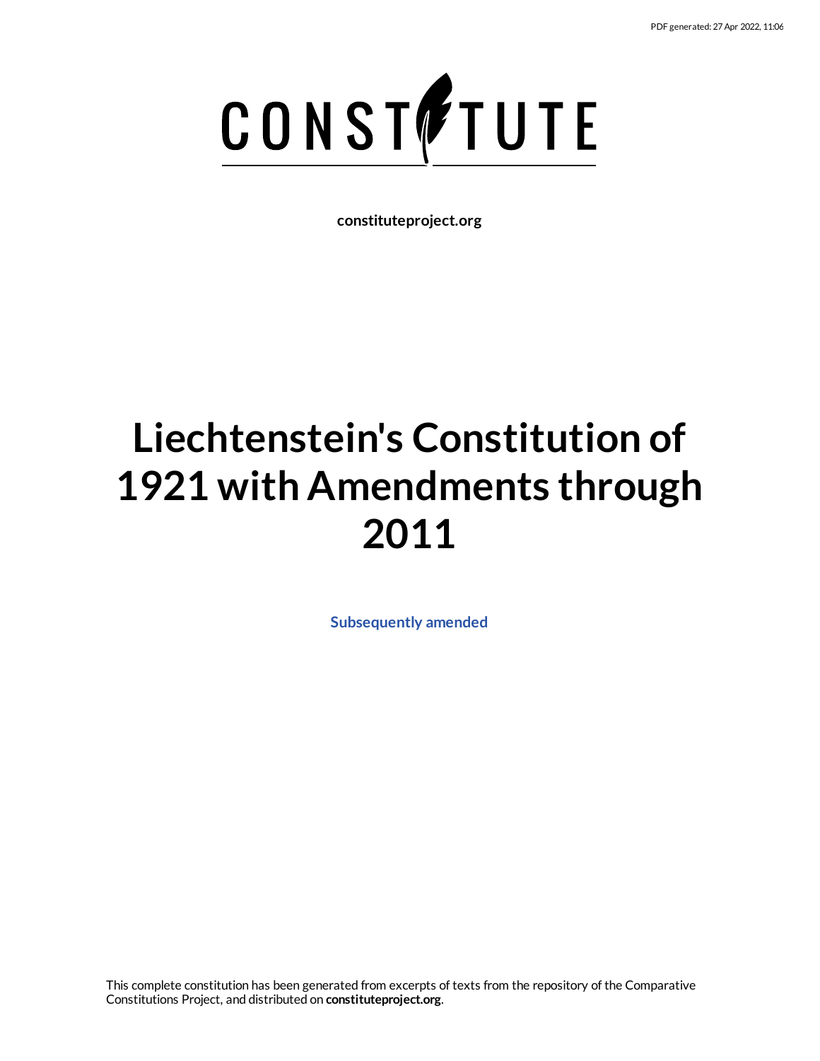PDF generated: 27 Apr 2022, 11:06

CONSTITUTE

**constituteproject.org**

# Liechtenstein's Constitution of 1921 with Amendments through 2011

**Subsequently amended**

This complete constitution has been generated from excerpts of texts from the repository of the Comparative Constitutions Project, and distributed on **constituteproject.org**.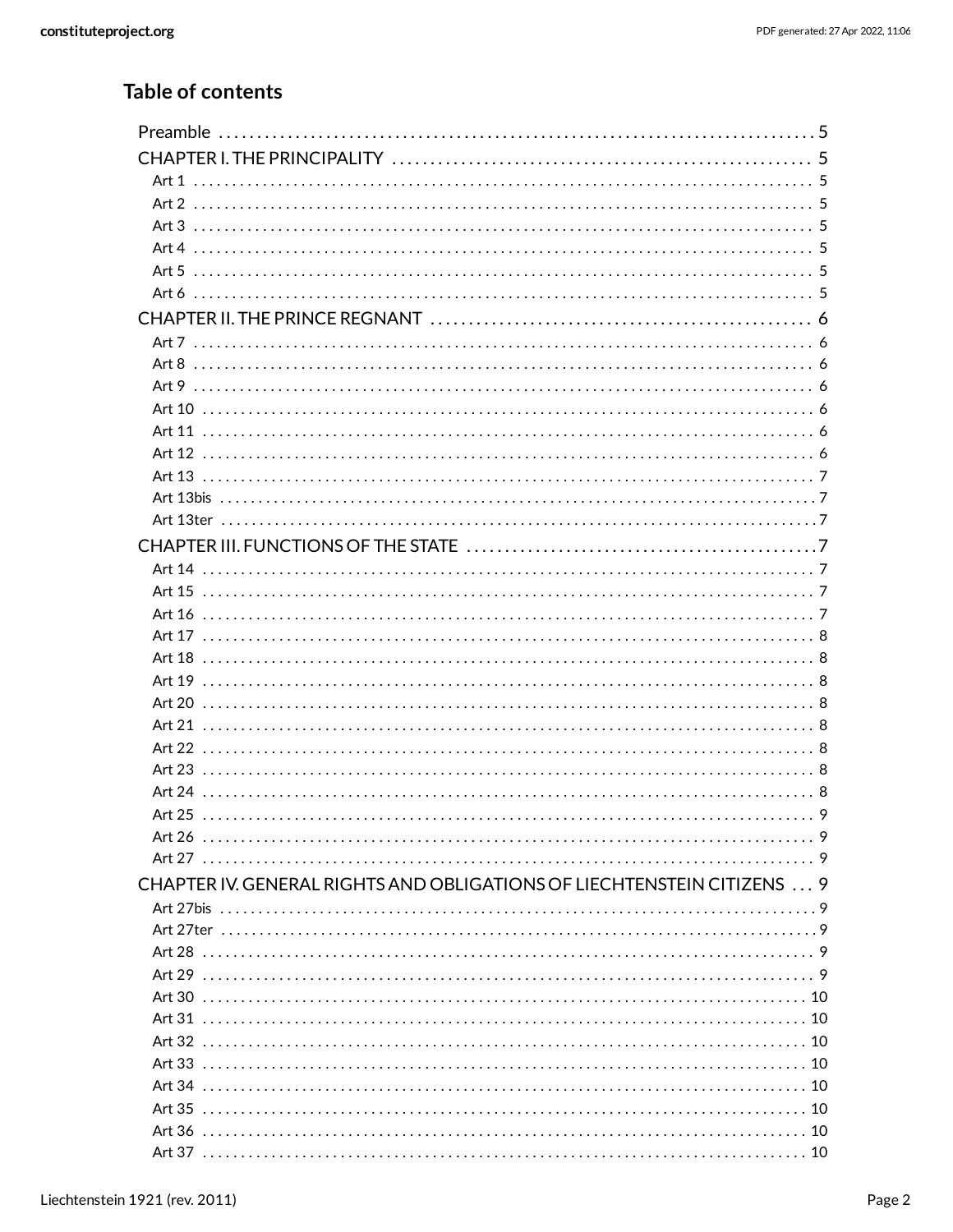## Table of contents

- Preamble ..... 5
- CHAPTER I. THE PRINCIPALITY ..... 5
  - Art 1 ..... 5
  - Art 2 ..... 5
  - Art 3 ..... 5
  - Art 4 ..... 5
  - Art 5 ..... 5
  - Art 6 ..... 5
- CHAPTER II. THE PRINCE REGNANT ..... 6
  - Art 7 ..... 6
  - Art 8 ..... 6
  - Art 9 ..... 6
  - Art 10 ..... 6
  - Art 11 ..... 6
  - Art 12 ..... 6
  - Art 13 ..... 7
  - Art 13bis ..... 7
  - Art 13ter ..... 7
- CHAPTER III. FUNCTIONS OF THE STATE ..... 7
  - Art 14 ..... 7
  - Art 15 ..... 7
  - Art 16 ..... 7
  - Art 17 ..... 8
  - Art 18 ..... 8
  - Art 19 ..... 8
  - Art 20 ..... 8
  - Art 21 ..... 8
  - Art 22 ..... 8
  - Art 23 ..... 8
  - Art 24 ..... 8
  - Art 25 ..... 9
  - Art 26 ..... 9
  - Art 27 ..... 9
- CHAPTER IV. GENERAL RIGHTS AND OBLIGATIONS OF LIECHTENSTEIN CITIZENS ..... 9
  - Art 27bis ..... 9
  - Art 27ter ..... 9
  - Art 28 ..... 9
  - Art 29 ..... 9
  - Art 30 ..... 10
  - Art 31 ..... 10
  - Art 32 ..... 10
  - Art 33 ..... 10
  - Art 34 ..... 10
  - Art 35 ..... 10
  - Art 36 ..... 10
  - Art 37 ..... 10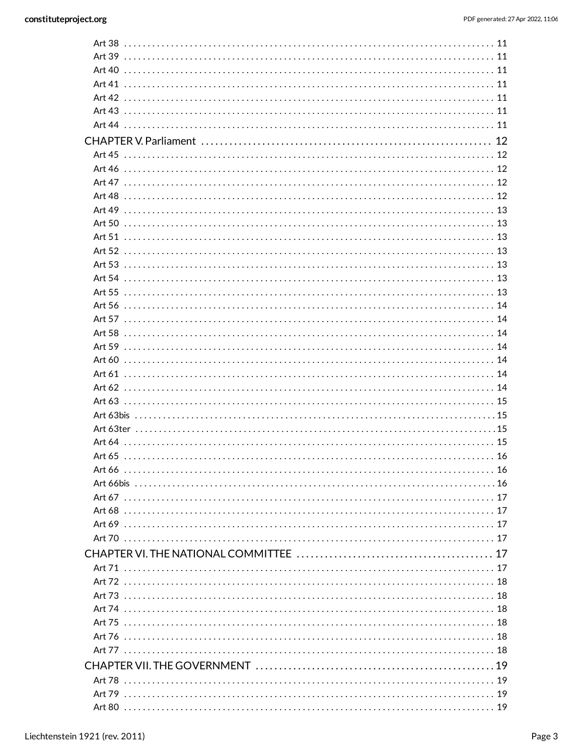Art 38 . . . . . . . . . . 11
Art 39 . . . . . . . . . . 11
Art 40 . . . . . . . . . . 11
Art 41 . . . . . . . . . . 11
Art 42 . . . . . . . . . . 11
Art 43 . . . . . . . . . . 11
Art 44 . . . . . . . . . . 11

CHAPTER V. Parliament . . . . . . . . . . 12

Art 45 . . . . . . . . . . 12
Art 46 . . . . . . . . . . 12
Art 47 . . . . . . . . . . 12
Art 48 . . . . . . . . . . 12
Art 49 . . . . . . . . . . 13
Art 50 . . . . . . . . . . 13
Art 51 . . . . . . . . . . 13
Art 52 . . . . . . . . . . 13
Art 53 . . . . . . . . . . 13
Art 54 . . . . . . . . . . 13
Art 55 . . . . . . . . . . 13
Art 56 . . . . . . . . . . 14
Art 57 . . . . . . . . . . 14
Art 58 . . . . . . . . . . 14
Art 59 . . . . . . . . . . 14
Art 60 . . . . . . . . . . 14
Art 61 . . . . . . . . . . 14
Art 62 . . . . . . . . . . 14
Art 63 . . . . . . . . . . 15
Art 63bis . . . . . . . . . . 15
Art 63ter . . . . . . . . . . 15
Art 64 . . . . . . . . . . 15
Art 65 . . . . . . . . . . 16
Art 66 . . . . . . . . . . 16
Art 66bis . . . . . . . . . . 16
Art 67 . . . . . . . . . . 17
Art 68 . . . . . . . . . . 17
Art 69 . . . . . . . . . . 17
Art 70 . . . . . . . . . . 17

CHAPTER VI. THE NATIONAL COMMITTEE . . . . . . . . . . 17

Art 71 . . . . . . . . . . 17
Art 72 . . . . . . . . . . 18
Art 73 . . . . . . . . . . 18
Art 74 . . . . . . . . . . 18
Art 75 . . . . . . . . . . 18
Art 76 . . . . . . . . . . 18
Art 77 . . . . . . . . . . 18

CHAPTER VII. THE GOVERNMENT . . . . . . . . . . 19

Art 78 . . . . . . . . . . 19
Art 79 . . . . . . . . . . 19
Art 80 . . . . . . . . . . 19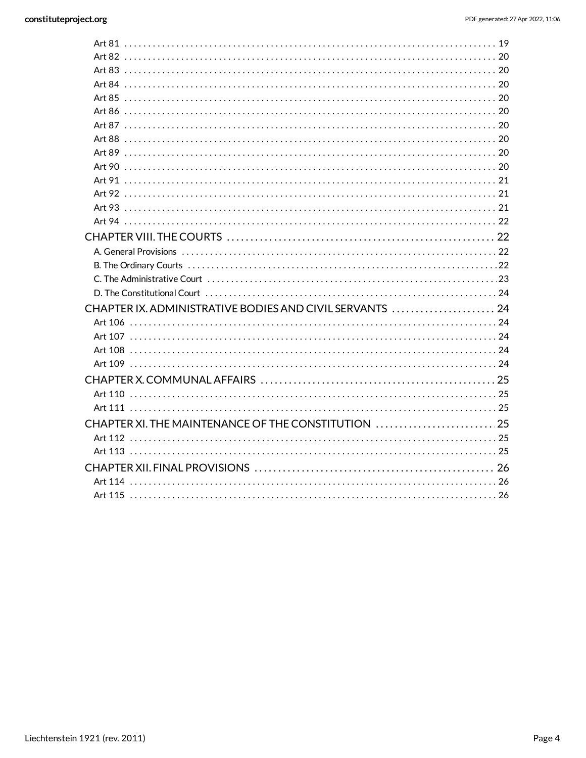Art 81 . . . . . . . . . . . . . . . . . . . . . . . . . . . . . . . . . . . . . . . . . . . . . . . . . . . . . . . . . . . . . . . . . . . . . . . . . . . . . 19
Art 82 . . . . . . . . . . . . . . . . . . . . . . . . . . . . . . . . . . . . . . . . . . . . . . . . . . . . . . . . . . . . . . . . . . . . . . . . . . . . . 20
Art 83 . . . . . . . . . . . . . . . . . . . . . . . . . . . . . . . . . . . . . . . . . . . . . . . . . . . . . . . . . . . . . . . . . . . . . . . . . . . . . 20
Art 84 . . . . . . . . . . . . . . . . . . . . . . . . . . . . . . . . . . . . . . . . . . . . . . . . . . . . . . . . . . . . . . . . . . . . . . . . . . . . . 20
Art 85 . . . . . . . . . . . . . . . . . . . . . . . . . . . . . . . . . . . . . . . . . . . . . . . . . . . . . . . . . . . . . . . . . . . . . . . . . . . . . 20
Art 86 . . . . . . . . . . . . . . . . . . . . . . . . . . . . . . . . . . . . . . . . . . . . . . . . . . . . . . . . . . . . . . . . . . . . . . . . . . . . . 20
Art 87 . . . . . . . . . . . . . . . . . . . . . . . . . . . . . . . . . . . . . . . . . . . . . . . . . . . . . . . . . . . . . . . . . . . . . . . . . . . . . 20
Art 88 . . . . . . . . . . . . . . . . . . . . . . . . . . . . . . . . . . . . . . . . . . . . . . . . . . . . . . . . . . . . . . . . . . . . . . . . . . . . . 20
Art 89 . . . . . . . . . . . . . . . . . . . . . . . . . . . . . . . . . . . . . . . . . . . . . . . . . . . . . . . . . . . . . . . . . . . . . . . . . . . . . 20
Art 90 . . . . . . . . . . . . . . . . . . . . . . . . . . . . . . . . . . . . . . . . . . . . . . . . . . . . . . . . . . . . . . . . . . . . . . . . . . . . . 20
Art 91 . . . . . . . . . . . . . . . . . . . . . . . . . . . . . . . . . . . . . . . . . . . . . . . . . . . . . . . . . . . . . . . . . . . . . . . . . . . . . 21
Art 92 . . . . . . . . . . . . . . . . . . . . . . . . . . . . . . . . . . . . . . . . . . . . . . . . . . . . . . . . . . . . . . . . . . . . . . . . . . . . . 21
Art 93 . . . . . . . . . . . . . . . . . . . . . . . . . . . . . . . . . . . . . . . . . . . . . . . . . . . . . . . . . . . . . . . . . . . . . . . . . . . . . 21
Art 94 . . . . . . . . . . . . . . . . . . . . . . . . . . . . . . . . . . . . . . . . . . . . . . . . . . . . . . . . . . . . . . . . . . . . . . . . . . . . . 22

CHAPTER VIII. THE COURTS . . . . . . . . . . . . . . . . . . . . . . . . . . . . . . . . . . . . . . . . . . . . . . . . . . . . . . . 22
A. General Provisions . . . . . . . . . . . . . . . . . . . . . . . . . . . . . . . . . . . . . . . . . . . . . . . . . . . . . . . . . . . . . . . 22
B. The Ordinary Courts . . . . . . . . . . . . . . . . . . . . . . . . . . . . . . . . . . . . . . . . . . . . . . . . . . . . . . . . . . . . . . 22
C. The Administrative Court . . . . . . . . . . . . . . . . . . . . . . . . . . . . . . . . . . . . . . . . . . . . . . . . . . . . . . . . . . 23
D. The Constitutional Court . . . . . . . . . . . . . . . . . . . . . . . . . . . . . . . . . . . . . . . . . . . . . . . . . . . . . . . . . . 24

CHAPTER IX. ADMINISTRATIVE BODIES AND CIVIL SERVANTS . . . . . . . . . . . . . . . . . . . . . . 24
Art 106 . . . . . . . . . . . . . . . . . . . . . . . . . . . . . . . . . . . . . . . . . . . . . . . . . . . . . . . . . . . . . . . . . . . . . . . . . . . 24
Art 107 . . . . . . . . . . . . . . . . . . . . . . . . . . . . . . . . . . . . . . . . . . . . . . . . . . . . . . . . . . . . . . . . . . . . . . . . . . . 24
Art 108 . . . . . . . . . . . . . . . . . . . . . . . . . . . . . . . . . . . . . . . . . . . . . . . . . . . . . . . . . . . . . . . . . . . . . . . . . . . 24
Art 109 . . . . . . . . . . . . . . . . . . . . . . . . . . . . . . . . . . . . . . . . . . . . . . . . . . . . . . . . . . . . . . . . . . . . . . . . . . . 24

CHAPTER X. COMMUNAL AFFAIRS . . . . . . . . . . . . . . . . . . . . . . . . . . . . . . . . . . . . . . . . . . . . . . . . . 25
Art 110 . . . . . . . . . . . . . . . . . . . . . . . . . . . . . . . . . . . . . . . . . . . . . . . . . . . . . . . . . . . . . . . . . . . . . . . . . . . 25
Art 111 . . . . . . . . . . . . . . . . . . . . . . . . . . . . . . . . . . . . . . . . . . . . . . . . . . . . . . . . . . . . . . . . . . . . . . . . . . . 25

CHAPTER XI. THE MAINTENANCE OF THE CONSTITUTION . . . . . . . . . . . . . . . . . . . . . . . . . . 25
Art 112 . . . . . . . . . . . . . . . . . . . . . . . . . . . . . . . . . . . . . . . . . . . . . . . . . . . . . . . . . . . . . . . . . . . . . . . . . . . 25
Art 113 . . . . . . . . . . . . . . . . . . . . . . . . . . . . . . . . . . . . . . . . . . . . . . . . . . . . . . . . . . . . . . . . . . . . . . . . . . . 25

CHAPTER XII. FINAL PROVISIONS . . . . . . . . . . . . . . . . . . . . . . . . . . . . . . . . . . . . . . . . . . . . . . . . . . 26
Art 114 . . . . . . . . . . . . . . . . . . . . . . . . . . . . . . . . . . . . . . . . . . . . . . . . . . . . . . . . . . . . . . . . . . . . . . . . . . . 26
Art 115 . . . . . . . . . . . . . . . . . . . . . . . . . . . . . . . . . . . . . . . . . . . . . . . . . . . . . . . . . . . . . . . . . . . . . . . . . . . 26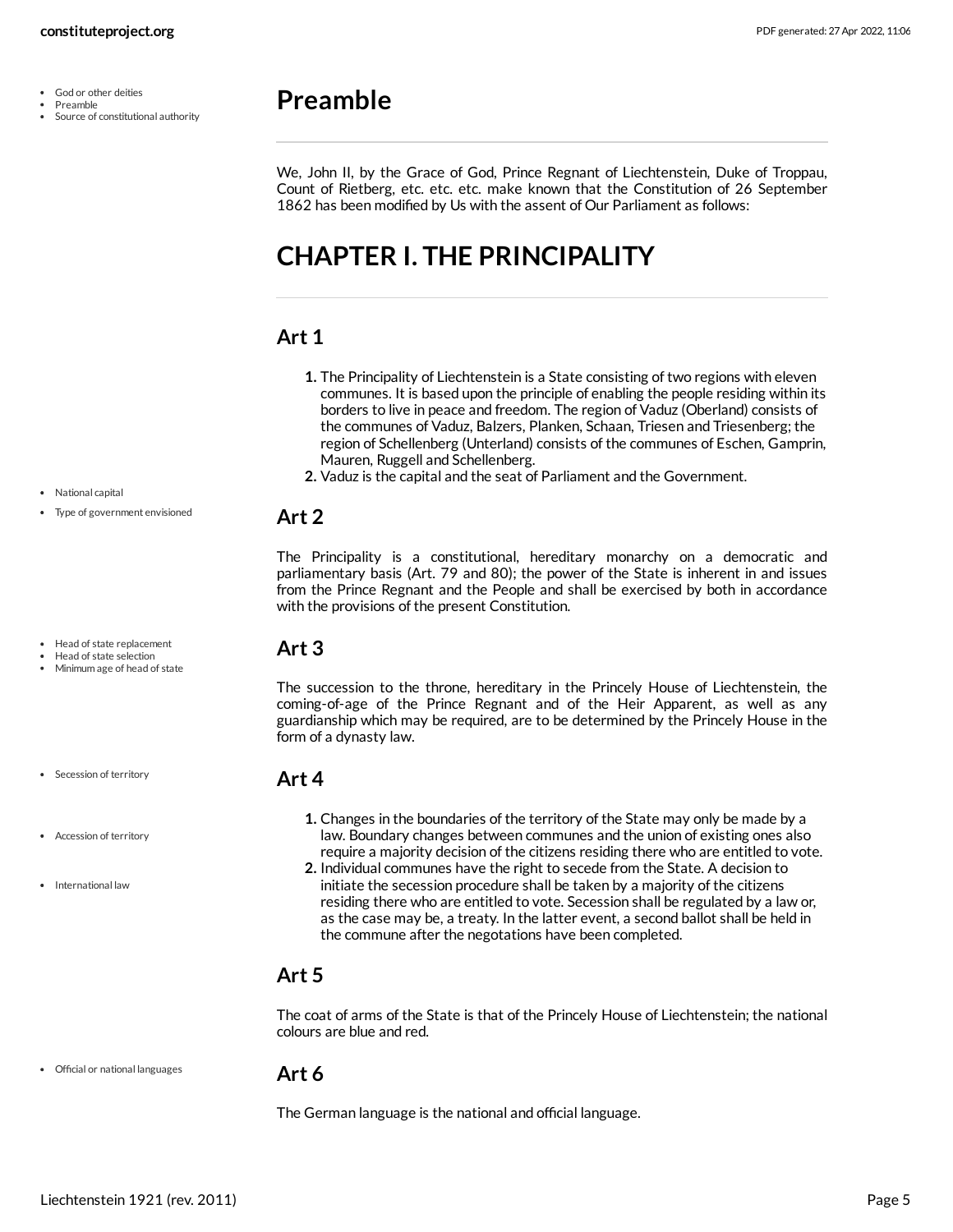# Preamble

We, John II, by the Grace of God, Prince Regnant of Liechtenstein, Duke of Troppau, Count of Rietberg, etc. etc. etc. make known that the Constitution of 26 September 1862 has been modified by Us with the assent of Our Parliament as follows:

# CHAPTER I. THE PRINCIPALITY

## Art 1

1. The Principality of Liechtenstein is a State consisting of two regions with eleven communes. It is based upon the principle of enabling the people residing within its borders to live in peace and freedom. The region of Vaduz (Oberland) consists of the communes of Vaduz, Balzers, Planken, Schaan, Triesen and Triesenberg; the region of Schellenberg (Unterland) consists of the communes of Eschen, Gamprin, Mauren, Ruggell and Schellenberg.
2. Vaduz is the capital and the seat of Parliament and the Government.

## Art 2

The Principality is a constitutional, hereditary monarchy on a democratic and parliamentary basis (Art. 79 and 80); the power of the State is inherent in and issues from the Prince Regnant and the People and shall be exercised by both in accordance with the provisions of the present Constitution.

## Art 3

The succession to the throne, hereditary in the Princely House of Liechtenstein, the coming-of-age of the Prince Regnant and of the Heir Apparent, as well as any guardianship which may be required, are to be determined by the Princely House in the form of a dynasty law.

## Art 4

1. Changes in the boundaries of the territory of the State may only be made by a law. Boundary changes between communes and the union of existing ones also require a majority decision of the citizens residing there who are entitled to vote.
2. Individual communes have the right to secede from the State. A decision to initiate the secession procedure shall be taken by a majority of the citizens residing there who are entitled to vote. Secession shall be regulated by a law or, as the case may be, a treaty. In the latter event, a second ballot shall be held in the commune after the negotations have been completed.

## Art 5

The coat of arms of the State is that of the Princely House of Liechtenstein; the national colours are blue and red.

## Art 6

The German language is the national and official language.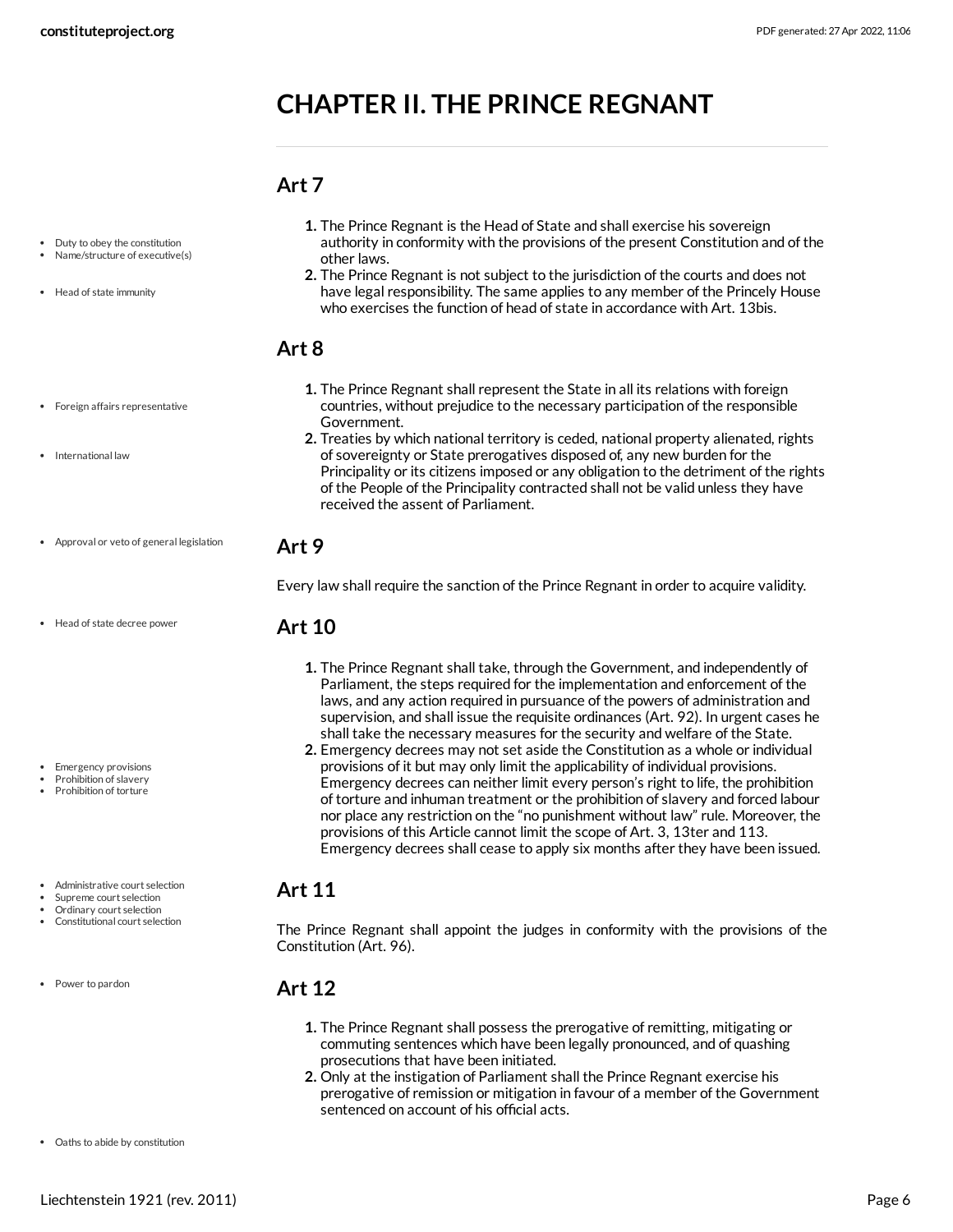# CHAPTER II. THE PRINCE REGNANT

## Art 7

- Duty to obey the constitution
- Name/structure of executive(s)
- Head of state immunity

1. The Prince Regnant is the Head of State and shall exercise his sovereign authority in conformity with the provisions of the present Constitution and of the other laws.
2. The Prince Regnant is not subject to the jurisdiction of the courts and does not have legal responsibility. The same applies to any member of the Princely House who exercises the function of head of state in accordance with Art. 13bis.

## Art 8

- Foreign affairs representative
- International law

1. The Prince Regnant shall represent the State in all its relations with foreign countries, without prejudice to the necessary participation of the responsible Government.
2. Treaties by which national territory is ceded, national property alienated, rights of sovereignty or State prerogatives disposed of, any new burden for the Principality or its citizens imposed or any obligation to the detriment of the rights of the People of the Principality contracted shall not be valid unless they have received the assent of Parliament.

- Approval or veto of general legislation

## Art 9

Every law shall require the sanction of the Prince Regnant in order to acquire validity.

- Head of state decree power

## Art 10

- Emergency provisions
- Prohibition of slavery
- Prohibition of torture

1. The Prince Regnant shall take, through the Government, and independently of Parliament, the steps required for the implementation and enforcement of the laws, and any action required in pursuance of the powers of administration and supervision, and shall issue the requisite ordinances (Art. 92). In urgent cases he shall take the necessary measures for the security and welfare of the State.
2. Emergency decrees may not set aside the Constitution as a whole or individual provisions of it but may only limit the applicability of individual provisions. Emergency decrees can neither limit every person's right to life, the prohibition of torture and inhuman treatment or the prohibition of slavery and forced labour nor place any restriction on the "no punishment without law" rule. Moreover, the provisions of this Article cannot limit the scope of Art. 3, 13ter and 113. Emergency decrees shall cease to apply six months after they have been issued.

- Administrative court selection
- Supreme court selection
- Ordinary court selection
- Constitutional court selection

## Art 11

The Prince Regnant shall appoint the judges in conformity with the provisions of the Constitution (Art. 96).

- Power to pardon

## Art 12

1. The Prince Regnant shall possess the prerogative of remitting, mitigating or commuting sentences which have been legally pronounced, and of quashing prosecutions that have been initiated.
2. Only at the instigation of Parliament shall the Prince Regnant exercise his prerogative of remission or mitigation in favour of a member of the Government sentenced on account of his official acts.

- Oaths to abide by constitution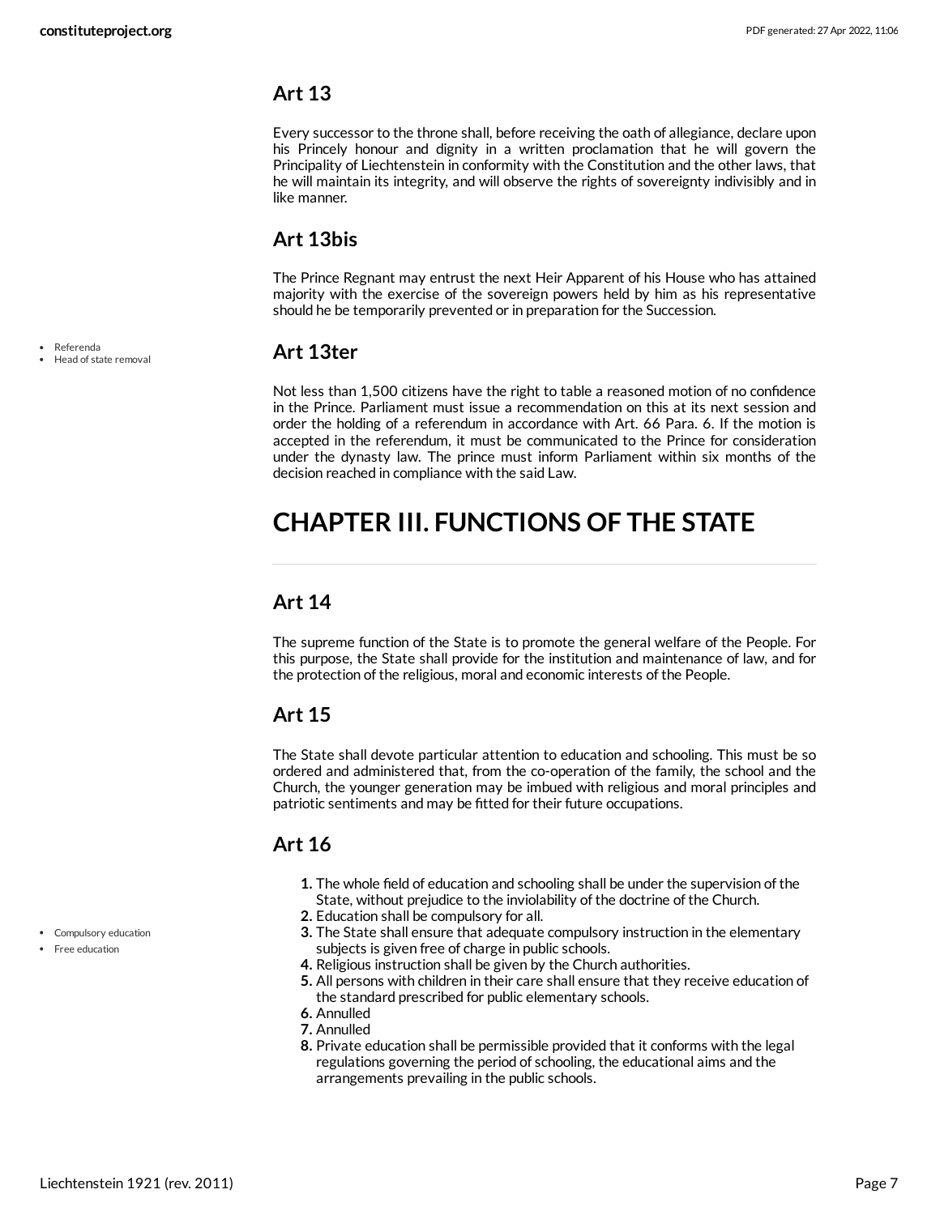## Art 13

Every successor to the throne shall, before receiving the oath of allegiance, declare upon his Princely honour and dignity in a written proclamation that he will govern the Principality of Liechtenstein in conformity with the Constitution and the other laws, that he will maintain its integrity, and will observe the rights of sovereignty indivisibly and in like manner.

## Art 13bis

The Prince Regnant may entrust the next Heir Apparent of his House who has attained majority with the exercise of the sovereign powers held by him as his representative should he be temporarily prevented or in preparation for the Succession.

- Referenda
- Head of state removal

## Art 13ter

Not less than 1,500 citizens have the right to table a reasoned motion of no confidence in the Prince. Parliament must issue a recommendation on this at its next session and order the holding of a referendum in accordance with Art. 66 Para. 6. If the motion is accepted in the referendum, it must be communicated to the Prince for consideration under the dynasty law. The prince must inform Parliament within six months of the decision reached in compliance with the said Law.

# CHAPTER III. FUNCTIONS OF THE STATE

## Art 14

The supreme function of the State is to promote the general welfare of the People. For this purpose, the State shall provide for the institution and maintenance of law, and for the protection of the religious, moral and economic interests of the People.

## Art 15

The State shall devote particular attention to education and schooling. This must be so ordered and administered that, from the co-operation of the family, the school and the Church, the younger generation may be imbued with religious and moral principles and patriotic sentiments and may be fitted for their future occupations.

## Art 16

- Compulsory education
- Free education

1. The whole field of education and schooling shall be under the supervision of the State, without prejudice to the inviolability of the doctrine of the Church.
2. Education shall be compulsory for all.
3. The State shall ensure that adequate compulsory instruction in the elementary subjects is given free of charge in public schools.
4. Religious instruction shall be given by the Church authorities.
5. All persons with children in their care shall ensure that they receive education of the standard prescribed for public elementary schools.
6. Annulled
7. Annulled
8. Private education shall be permissible provided that it conforms with the legal regulations governing the period of schooling, the educational aims and the arrangements prevailing in the public schools.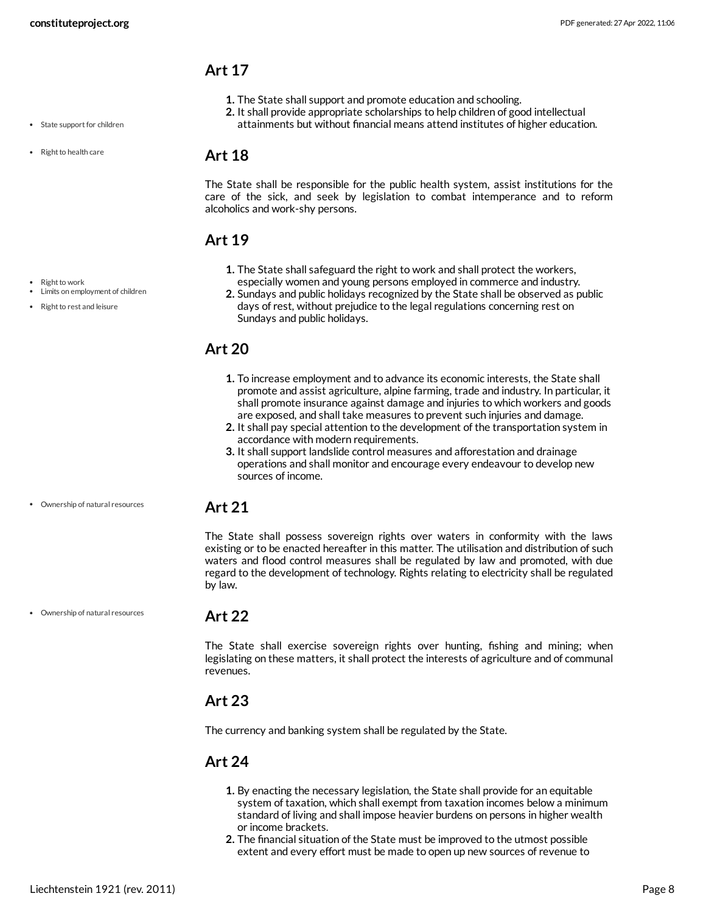## Art 17

1. The State shall support and promote education and schooling.
2. It shall provide appropriate scholarships to help children of good intellectual attainments but without financial means attend institutes of higher education.

- State support for children
- Right to health care

## Art 18

The State shall be responsible for the public health system, assist institutions for the care of the sick, and seek by legislation to combat intemperance and to reform alcoholics and work-shy persons.

## Art 19

- Right to work
- Limits on employment of children
- Right to rest and leisure

1. The State shall safeguard the right to work and shall protect the workers, especially women and young persons employed in commerce and industry.
2. Sundays and public holidays recognized by the State shall be observed as public days of rest, without prejudice to the legal regulations concerning rest on Sundays and public holidays.

## Art 20

1. To increase employment and to advance its economic interests, the State shall promote and assist agriculture, alpine farming, trade and industry. In particular, it shall promote insurance against damage and injuries to which workers and goods are exposed, and shall take measures to prevent such injuries and damage.
2. It shall pay special attention to the development of the transportation system in accordance with modern requirements.
3. It shall support landslide control measures and afforestation and drainage operations and shall monitor and encourage every endeavour to develop new sources of income.

- Ownership of natural resources

## Art 21

The State shall possess sovereign rights over waters in conformity with the laws existing or to be enacted hereafter in this matter. The utilisation and distribution of such waters and flood control measures shall be regulated by law and promoted, with due regard to the development of technology. Rights relating to electricity shall be regulated by law.

- Ownership of natural resources

## Art 22

The State shall exercise sovereign rights over hunting, fishing and mining; when legislating on these matters, it shall protect the interests of agriculture and of communal revenues.

## Art 23

The currency and banking system shall be regulated by the State.

## Art 24

1. By enacting the necessary legislation, the State shall provide for an equitable system of taxation, which shall exempt from taxation incomes below a minimum standard of living and shall impose heavier burdens on persons in higher wealth or income brackets.
2. The financial situation of the State must be improved to the utmost possible extent and every effort must be made to open up new sources of revenue to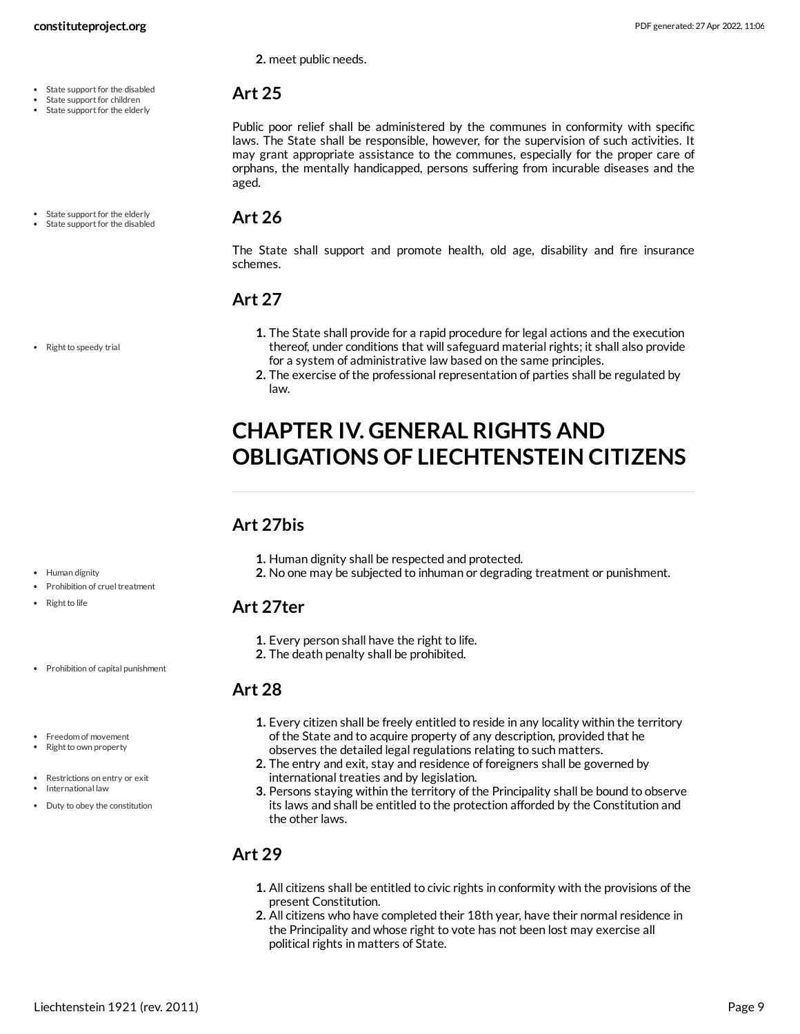2. meet public needs.

- State support for the disabled
- State support for children
- State support for the elderly

## Art 25

Public poor relief shall be administered by the communes in conformity with specific laws. The State shall be responsible, however, for the supervision of such activities. It may grant appropriate assistance to the communes, especially for the proper care of orphans, the mentally handicapped, persons suffering from incurable diseases and the aged.

- State support for the elderly
- State support for the disabled

## Art 26

The State shall support and promote health, old age, disability and fire insurance schemes.

## Art 27

- Right to speedy trial

1. The State shall provide for a rapid procedure for legal actions and the execution thereof, under conditions that will safeguard material rights; it shall also provide for a system of administrative law based on the same principles.
2. The exercise of the professional representation of parties shall be regulated by law.

# CHAPTER IV. GENERAL RIGHTS AND OBLIGATIONS OF LIECHTENSTEIN CITIZENS

## Art 27bis

- Human dignity
- Prohibition of cruel treatment

1. Human dignity shall be respected and protected.
2. No one may be subjected to inhuman or degrading treatment or punishment.

- Right to life

## Art 27ter

1. Every person shall have the right to life.
2. The death penalty shall be prohibited.

- Prohibition of capital punishment

## Art 28

- Freedom of movement
- Right to own property
- Restrictions on entry or exit
- International law
- Duty to obey the constitution

1. Every citizen shall be freely entitled to reside in any locality within the territory of the State and to acquire property of any description, provided that he observes the detailed legal regulations relating to such matters.
2. The entry and exit, stay and residence of foreigners shall be governed by international treaties and by legislation.
3. Persons staying within the territory of the Principality shall be bound to observe its laws and shall be entitled to the protection afforded by the Constitution and the other laws.

## Art 29

1. All citizens shall be entitled to civic rights in conformity with the provisions of the present Constitution.
2. All citizens who have completed their 18th year, have their normal residence in the Principality and whose right to vote has not been lost may exercise all political rights in matters of State.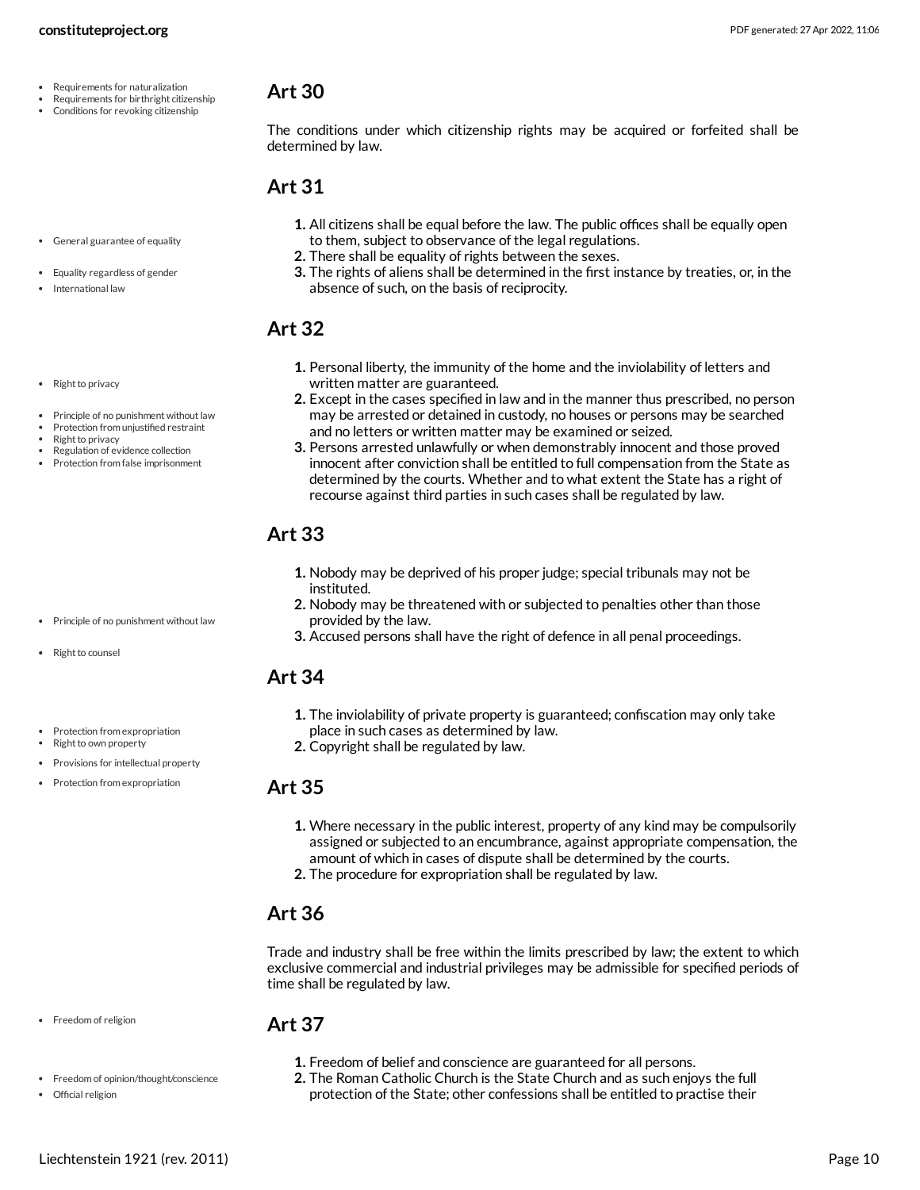- Requirements for naturalization
- Requirements for birthright citizenship
- Conditions for revoking citizenship

## Art 30

The conditions under which citizenship rights may be acquired or forfeited shall be determined by law.

## Art 31

- General guarantee of equality
- Equality regardless of gender
- International law

1. All citizens shall be equal before the law. The public offices shall be equally open to them, subject to observance of the legal regulations.
2. There shall be equality of rights between the sexes.
3. The rights of aliens shall be determined in the first instance by treaties, or, in the absence of such, on the basis of reciprocity.

## Art 32

- Right to privacy
- Principle of no punishment without law
- Protection from unjustified restraint
- Right to privacy
- Regulation of evidence collection
- Protection from false imprisonment

1. Personal liberty, the immunity of the home and the inviolability of letters and written matter are guaranteed.
2. Except in the cases specified in law and in the manner thus prescribed, no person may be arrested or detained in custody, no houses or persons may be searched and no letters or written matter may be examined or seized.
3. Persons arrested unlawfully or when demonstrably innocent and those proved innocent after conviction shall be entitled to full compensation from the State as determined by the courts. Whether and to what extent the State has a right of recourse against third parties in such cases shall be regulated by law.

## Art 33

- Principle of no punishment without law
- Right to counsel

1. Nobody may be deprived of his proper judge; special tribunals may not be instituted.
2. Nobody may be threatened with or subjected to penalties other than those provided by the law.
3. Accused persons shall have the right of defence in all penal proceedings.

## Art 34

- Protection from expropriation
- Right to own property
- Provisions for intellectual property
- Protection from expropriation

1. The inviolability of private property is guaranteed; confiscation may only take place in such cases as determined by law.
2. Copyright shall be regulated by law.

## Art 35

1. Where necessary in the public interest, property of any kind may be compulsorily assigned or subjected to an encumbrance, against appropriate compensation, the amount of which in cases of dispute shall be determined by the courts.
2. The procedure for expropriation shall be regulated by law.

## Art 36

Trade and industry shall be free within the limits prescribed by law; the extent to which exclusive commercial and industrial privileges may be admissible for specified periods of time shall be regulated by law.

- Freedom of religion
- Freedom of opinion/thought/conscience
- Official religion

## Art 37

1. Freedom of belief and conscience are guaranteed for all persons.
2. The Roman Catholic Church is the State Church and as such enjoys the full protection of the State; other confessions shall be entitled to practise their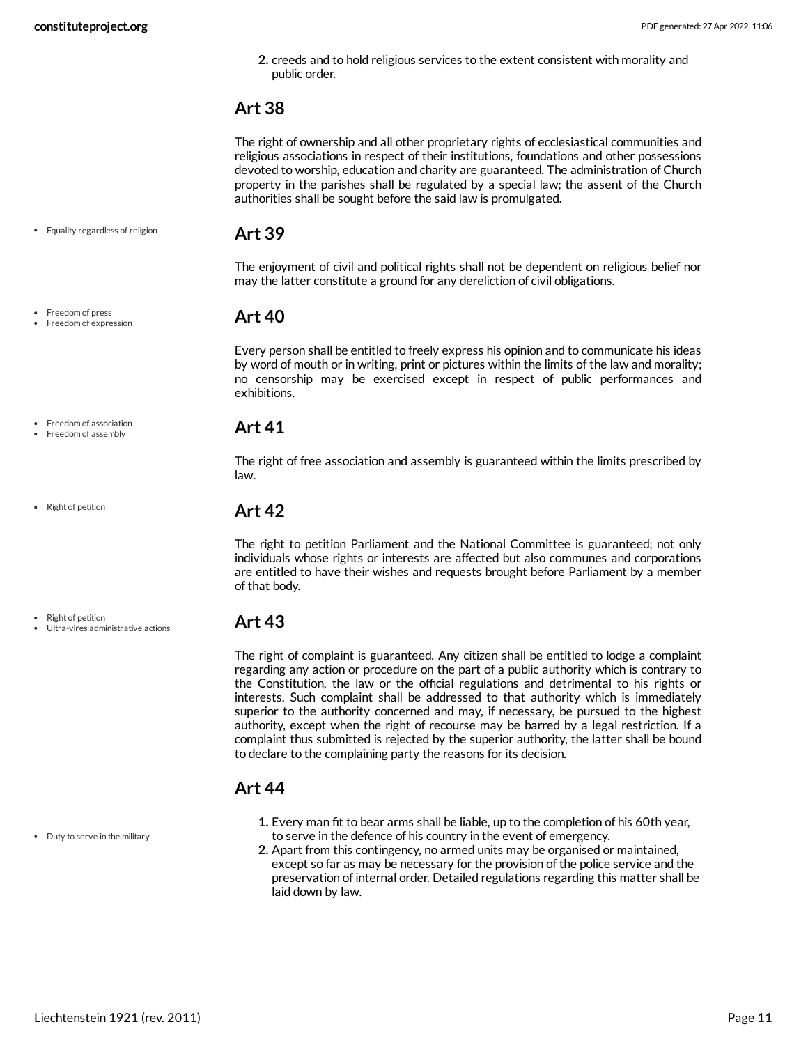2. creeds and to hold religious services to the extent consistent with morality and public order.

## Art 38

The right of ownership and all other proprietary rights of ecclesiastical communities and religious associations in respect of their institutions, foundations and other possessions devoted to worship, education and charity are guaranteed. The administration of Church property in the parishes shall be regulated by a special law; the assent of the Church authorities shall be sought before the said law is promulgated.

- Equality regardless of religion

## Art 39

The enjoyment of civil and political rights shall not be dependent on religious belief nor may the latter constitute a ground for any dereliction of civil obligations.

- Freedom of press
- Freedom of expression

## Art 40

Every person shall be entitled to freely express his opinion and to communicate his ideas by word of mouth or in writing, print or pictures within the limits of the law and morality; no censorship may be exercised except in respect of public performances and exhibitions.

- Freedom of association
- Freedom of assembly

## Art 41

The right of free association and assembly is guaranteed within the limits prescribed by law.

- Right of petition

## Art 42

The right to petition Parliament and the National Committee is guaranteed; not only individuals whose rights or interests are affected but also communes and corporations are entitled to have their wishes and requests brought before Parliament by a member of that body.

- Right of petition
- Ultra-vires administrative actions

## Art 43

The right of complaint is guaranteed. Any citizen shall be entitled to lodge a complaint regarding any action or procedure on the part of a public authority which is contrary to the Constitution, the law or the official regulations and detrimental to his rights or interests. Such complaint shall be addressed to that authority which is immediately superior to the authority concerned and may, if necessary, be pursued to the highest authority, except when the right of recourse may be barred by a legal restriction. If a complaint thus submitted is rejected by the superior authority, the latter shall be bound to declare to the complaining party the reasons for its decision.

## Art 44

- Duty to serve in the military

1. Every man fit to bear arms shall be liable, up to the completion of his 60th year, to serve in the defence of his country in the event of emergency.
2. Apart from this contingency, no armed units may be organised or maintained, except so far as may be necessary for the provision of the police service and the preservation of internal order. Detailed regulations regarding this matter shall be laid down by law.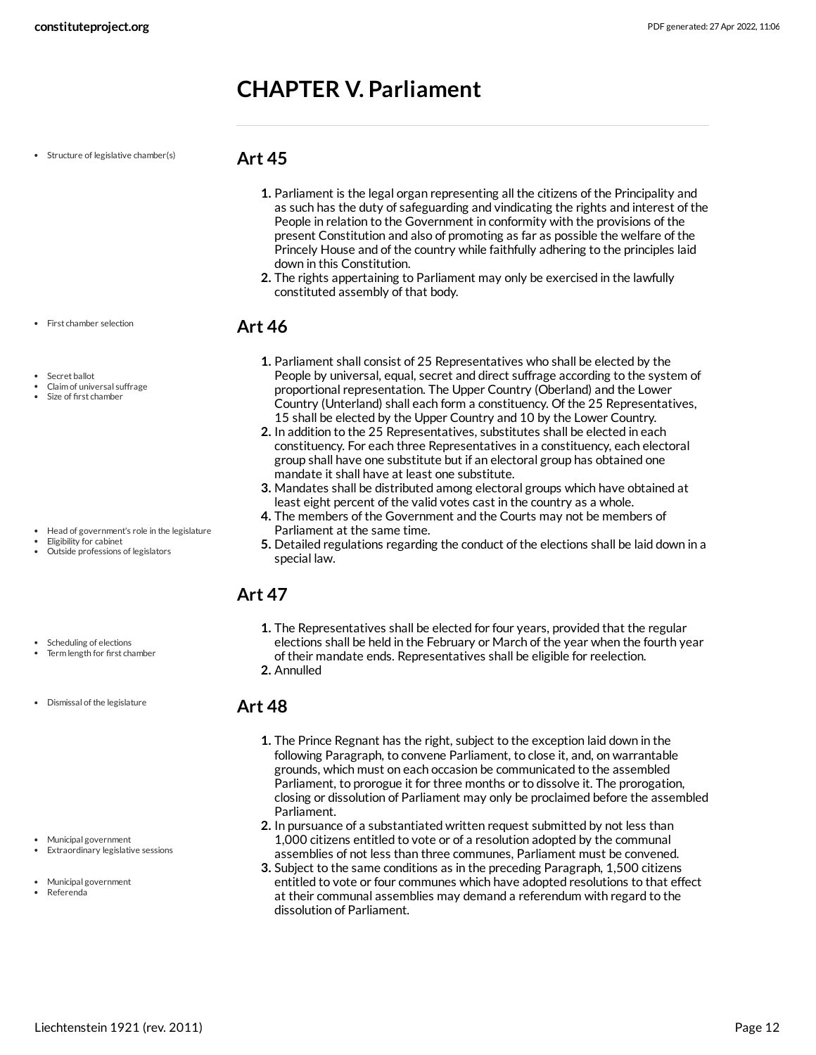# CHAPTER V. Parliament

## Art 45

1. Parliament is the legal organ representing all the citizens of the Principality and as such has the duty of safeguarding and vindicating the rights and interest of the People in relation to the Government in conformity with the provisions of the present Constitution and also of promoting as far as possible the welfare of the Princely House and of the country while faithfully adhering to the principles laid down in this Constitution.
2. The rights appertaining to Parliament may only be exercised in the lawfully constituted assembly of that body.

## Art 46

1. Parliament shall consist of 25 Representatives who shall be elected by the People by universal, equal, secret and direct suffrage according to the system of proportional representation. The Upper Country (Oberland) and the Lower Country (Unterland) shall each form a constituency. Of the 25 Representatives, 15 shall be elected by the Upper Country and 10 by the Lower Country.
2. In addition to the 25 Representatives, substitutes shall be elected in each constituency. For each three Representatives in a constituency, each electoral group shall have one substitute but if an electoral group has obtained one mandate it shall have at least one substitute.
3. Mandates shall be distributed among electoral groups which have obtained at least eight percent of the valid votes cast in the country as a whole.
4. The members of the Government and the Courts may not be members of Parliament at the same time.
5. Detailed regulations regarding the conduct of the elections shall be laid down in a special law.

## Art 47

1. The Representatives shall be elected for four years, provided that the regular elections shall be held in the February or March of the year when the fourth year of their mandate ends. Representatives shall be eligible for reelection.
2. Annulled

## Art 48

1. The Prince Regnant has the right, subject to the exception laid down in the following Paragraph, to convene Parliament, to close it, and, on warrantable grounds, which must on each occasion be communicated to the assembled Parliament, to prorogue it for three months or to dissolve it. The prorogation, closing or dissolution of Parliament may only be proclaimed before the assembled Parliament.
2. In pursuance of a substantiated written request submitted by not less than 1,000 citizens entitled to vote or of a resolution adopted by the communal assemblies of not less than three communes, Parliament must be convened.
3. Subject to the same conditions as in the preceding Paragraph, 1,500 citizens entitled to vote or four communes which have adopted resolutions to that effect at their communal assemblies may demand a referendum with regard to the dissolution of Parliament.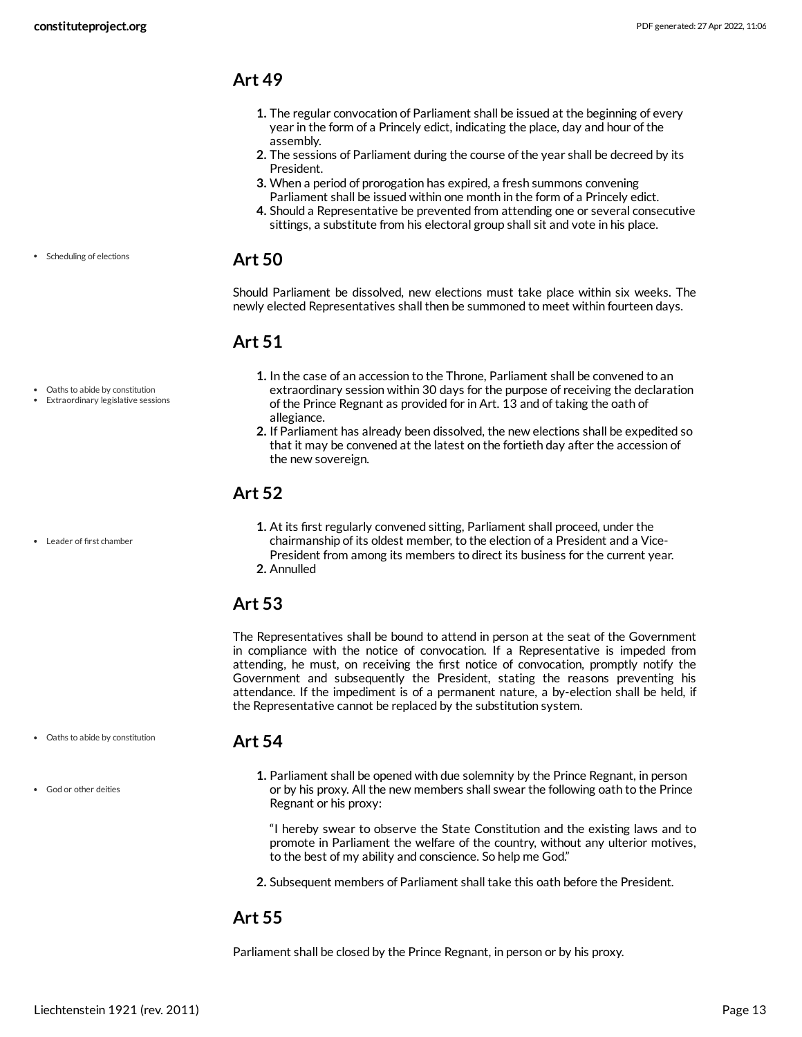## Art 49

1. The regular convocation of Parliament shall be issued at the beginning of every year in the form of a Princely edict, indicating the place, day and hour of the assembly.
2. The sessions of Parliament during the course of the year shall be decreed by its President.
3. When a period of prorogation has expired, a fresh summons convening Parliament shall be issued within one month in the form of a Princely edict.
4. Should a Representative be prevented from attending one or several consecutive sittings, a substitute from his electoral group shall sit and vote in his place.

- Scheduling of elections

## Art 50

Should Parliament be dissolved, new elections must take place within six weeks. The newly elected Representatives shall then be summoned to meet within fourteen days.

## Art 51

- Oaths to abide by constitution
- Extraordinary legislative sessions

1. In the case of an accession to the Throne, Parliament shall be convened to an extraordinary session within 30 days for the purpose of receiving the declaration of the Prince Regnant as provided for in Art. 13 and of taking the oath of allegiance.
2. If Parliament has already been dissolved, the new elections shall be expedited so that it may be convened at the latest on the fortieth day after the accession of the new sovereign.

## Art 52

- Leader of first chamber

1. At its first regularly convened sitting, Parliament shall proceed, under the chairmanship of its oldest member, to the election of a President and a Vice-President from among its members to direct its business for the current year.
2. Annulled

## Art 53

The Representatives shall be bound to attend in person at the seat of the Government in compliance with the notice of convocation. If a Representative is impeded from attending, he must, on receiving the first notice of convocation, promptly notify the Government and subsequently the President, stating the reasons preventing his attendance. If the impediment is of a permanent nature, a by-election shall be held, if the Representative cannot be replaced by the substitution system.

- Oaths to abide by constitution

## Art 54

- God or other deities

1. Parliament shall be opened with due solemnity by the Prince Regnant, in person or by his proxy. All the new members shall swear the following oath to the Prince Regnant or his proxy:

   "I hereby swear to observe the State Constitution and the existing laws and to promote in Parliament the welfare of the country, without any ulterior motives, to the best of my ability and conscience. So help me God."

2. Subsequent members of Parliament shall take this oath before the President.

## Art 55

Parliament shall be closed by the Prince Regnant, in person or by his proxy.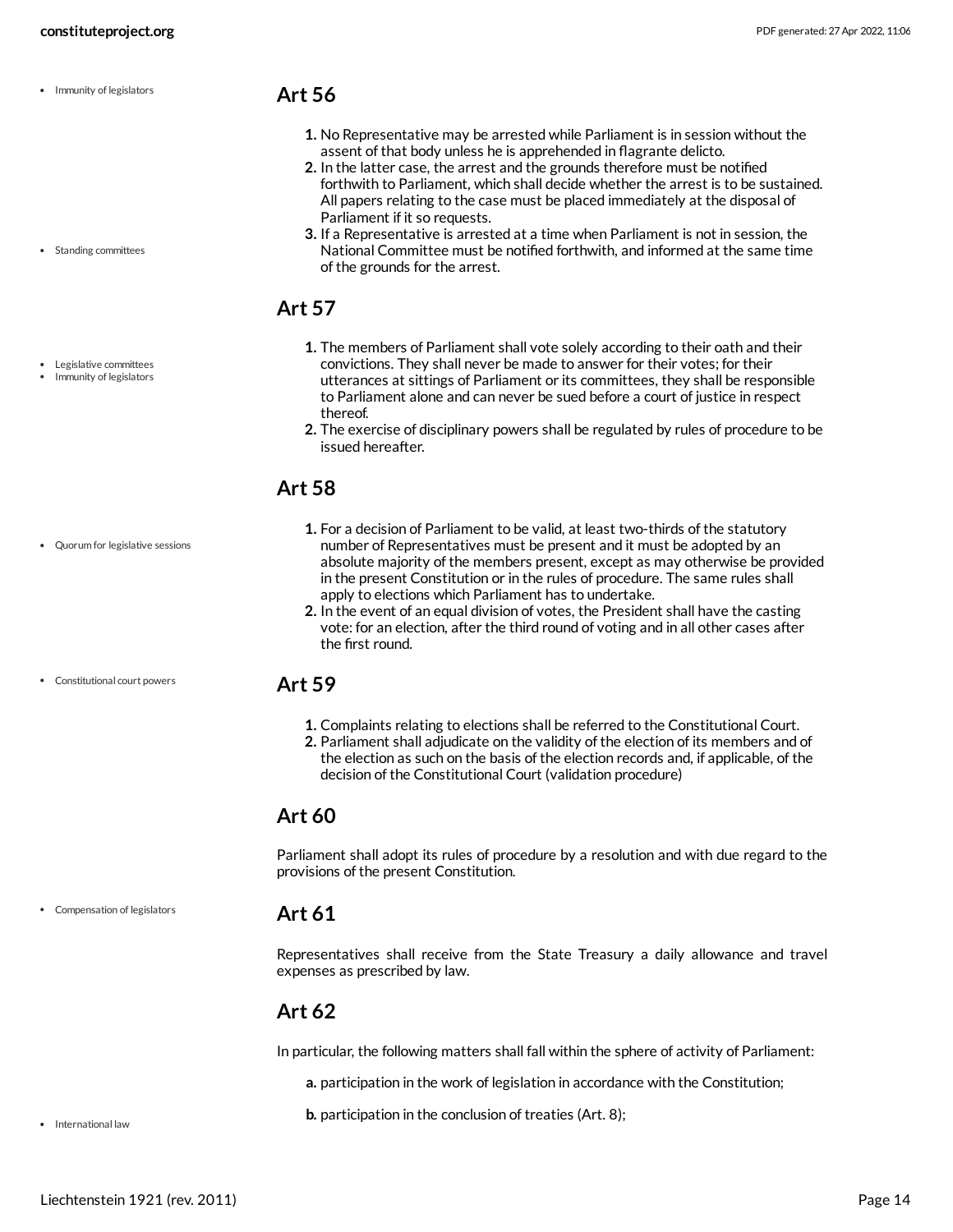## Art 56

1. No Representative may be arrested while Parliament is in session without the assent of that body unless he is apprehended in flagrante delicto.
2. In the latter case, the arrest and the grounds therefore must be notified forthwith to Parliament, which shall decide whether the arrest is to be sustained. All papers relating to the case must be placed immediately at the disposal of Parliament if it so requests.
3. If a Representative is arrested at a time when Parliament is not in session, the National Committee must be notified forthwith, and informed at the same time of the grounds for the arrest.

## Art 57

1. The members of Parliament shall vote solely according to their oath and their convictions. They shall never be made to answer for their votes; for their utterances at sittings of Parliament or its committees, they shall be responsible to Parliament alone and can never be sued before a court of justice in respect thereof.
2. The exercise of disciplinary powers shall be regulated by rules of procedure to be issued hereafter.

## Art 58

1. For a decision of Parliament to be valid, at least two-thirds of the statutory number of Representatives must be present and it must be adopted by an absolute majority of the members present, except as may otherwise be provided in the present Constitution or in the rules of procedure. The same rules shall apply to elections which Parliament has to undertake.
2. In the event of an equal division of votes, the President shall have the casting vote: for an election, after the third round of voting and in all other cases after the first round.

## Art 59

1. Complaints relating to elections shall be referred to the Constitutional Court.
2. Parliament shall adjudicate on the validity of the election of its members and of the election as such on the basis of the election records and, if applicable, of the decision of the Constitutional Court (validation procedure)

## Art 60

Parliament shall adopt its rules of procedure by a resolution and with due regard to the provisions of the present Constitution.

## Art 61

Representatives shall receive from the State Treasury a daily allowance and travel expenses as prescribed by law.

## Art 62

In particular, the following matters shall fall within the sphere of activity of Parliament:

a. participation in the work of legislation in accordance with the Constitution;

b. participation in the conclusion of treaties (Art. 8);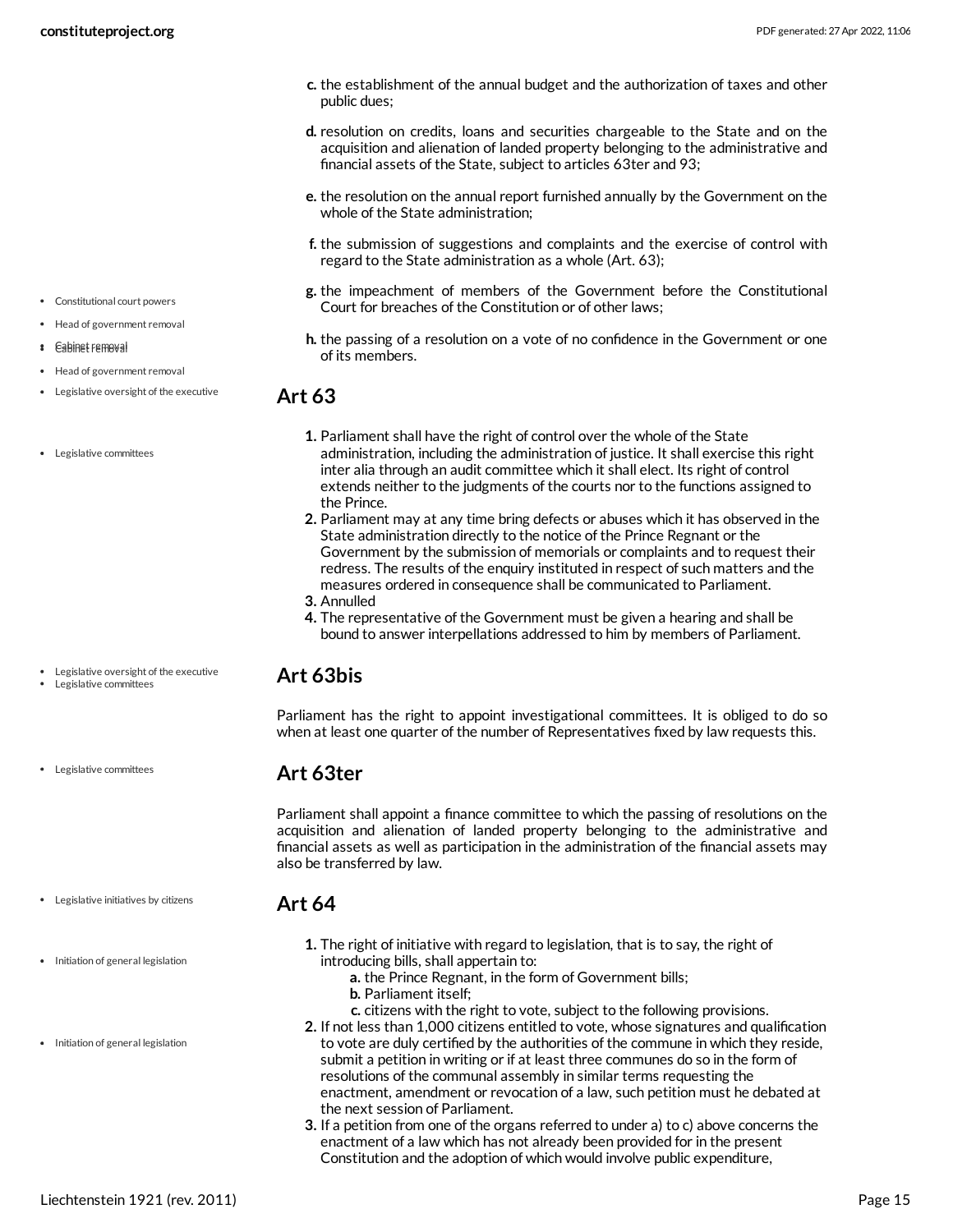c. the establishment of the annual budget and the authorization of taxes and other public dues;

d. resolution on credits, loans and securities chargeable to the State and on the acquisition and alienation of landed property belonging to the administrative and financial assets of the State, subject to articles 63ter and 93;

e. the resolution on the annual report furnished annually by the Government on the whole of the State administration;

f. the submission of suggestions and complaints and the exercise of control with regard to the State administration as a whole (Art. 63);

g. the impeachment of members of the Government before the Constitutional Court for breaches of the Constitution or of other laws;

h. the passing of a resolution on a vote of no confidence in the Government or one of its members.

## Art 63

1. Parliament shall have the right of control over the whole of the State administration, including the administration of justice. It shall exercise this right inter alia through an audit committee which it shall elect. Its right of control extends neither to the judgments of the courts nor to the functions assigned to the Prince.
2. Parliament may at any time bring defects or abuses which it has observed in the State administration directly to the notice of the Prince Regnant or the Government by the submission of memorials or complaints and to request their redress. The results of the enquiry instituted in respect of such matters and the measures ordered in consequence shall be communicated to Parliament.
3. Annulled
4. The representative of the Government must be given a hearing and shall be bound to answer interpellations addressed to him by members of Parliament.

## Art 63bis

Parliament has the right to appoint investigational committees. It is obliged to do so when at least one quarter of the number of Representatives fixed by law requests this.

## Art 63ter

Parliament shall appoint a finance committee to which the passing of resolutions on the acquisition and alienation of landed property belonging to the administrative and financial assets as well as participation in the administration of the financial assets may also be transferred by law.

## Art 64

1. The right of initiative with regard to legislation, that is to say, the right of introducing bills, shall appertain to:
   a. the Prince Regnant, in the form of Government bills;
   b. Parliament itself;
   c. citizens with the right to vote, subject to the following provisions.
2. If not less than 1,000 citizens entitled to vote, whose signatures and qualification to vote are duly certified by the authorities of the commune in which they reside, submit a petition in writing or if at least three communes do so in the form of resolutions of the communal assembly in similar terms requesting the enactment, amendment or revocation of a law, such petition must he debated at the next session of Parliament.
3. If a petition from one of the organs referred to under a) to c) above concerns the enactment of a law which has not already been provided for in the present Constitution and the adoption of which would involve public expenditure,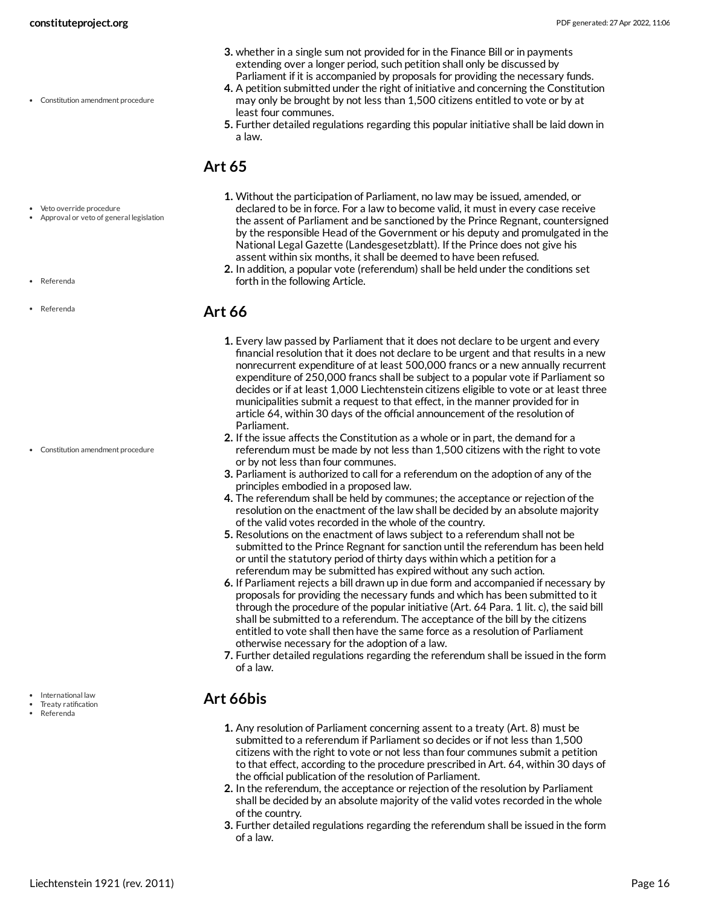3. whether in a single sum not provided for in the Finance Bill or in payments extending over a longer period, such petition shall only be discussed by Parliament if it is accompanied by proposals for providing the necessary funds.
4. A petition submitted under the right of initiative and concerning the Constitution may only be brought by not less than 1,500 citizens entitled to vote or by at least four communes.
5. Further detailed regulations regarding this popular initiative shall be laid down in a law.

## Art 65

1. Without the participation of Parliament, no law may be issued, amended, or declared to be in force. For a law to become valid, it must in every case receive the assent of Parliament and be sanctioned by the Prince Regnant, countersigned by the responsible Head of the Government or his deputy and promulgated in the National Legal Gazette (Landesgesetzblatt). If the Prince does not give his assent within six months, it shall be deemed to have been refused.
2. In addition, a popular vote (referendum) shall be held under the conditions set forth in the following Article.

## Art 66

1. Every law passed by Parliament that it does not declare to be urgent and every financial resolution that it does not declare to be urgent and that results in a new nonrecurrent expenditure of at least 500,000 francs or a new annually recurrent expenditure of 250,000 francs shall be subject to a popular vote if Parliament so decides or if at least 1,000 Liechtenstein citizens eligible to vote or at least three municipalities submit a request to that effect, in the manner provided for in article 64, within 30 days of the official announcement of the resolution of Parliament.
2. If the issue affects the Constitution as a whole or in part, the demand for a referendum must be made by not less than 1,500 citizens with the right to vote or by not less than four communes.
3. Parliament is authorized to call for a referendum on the adoption of any of the principles embodied in a proposed law.
4. The referendum shall be held by communes; the acceptance or rejection of the resolution on the enactment of the law shall be decided by an absolute majority of the valid votes recorded in the whole of the country.
5. Resolutions on the enactment of laws subject to a referendum shall not be submitted to the Prince Regnant for sanction until the referendum has been held or until the statutory period of thirty days within which a petition for a referendum may be submitted has expired without any such action.
6. If Parliament rejects a bill drawn up in due form and accompanied if necessary by proposals for providing the necessary funds and which has been submitted to it through the procedure of the popular initiative (Art. 64 Para. 1 lit. c), the said bill shall be submitted to a referendum. The acceptance of the bill by the citizens entitled to vote shall then have the same force as a resolution of Parliament otherwise necessary for the adoption of a law.
7. Further detailed regulations regarding the referendum shall be issued in the form of a law.

## Art 66bis

1. Any resolution of Parliament concerning assent to a treaty (Art. 8) must be submitted to a referendum if Parliament so decides or if not less than 1,500 citizens with the right to vote or not less than four communes submit a petition to that effect, according to the procedure prescribed in Art. 64, within 30 days of the official publication of the resolution of Parliament.
2. In the referendum, the acceptance or rejection of the resolution by Parliament shall be decided by an absolute majority of the valid votes recorded in the whole of the country.
3. Further detailed regulations regarding the referendum shall be issued in the form of a law.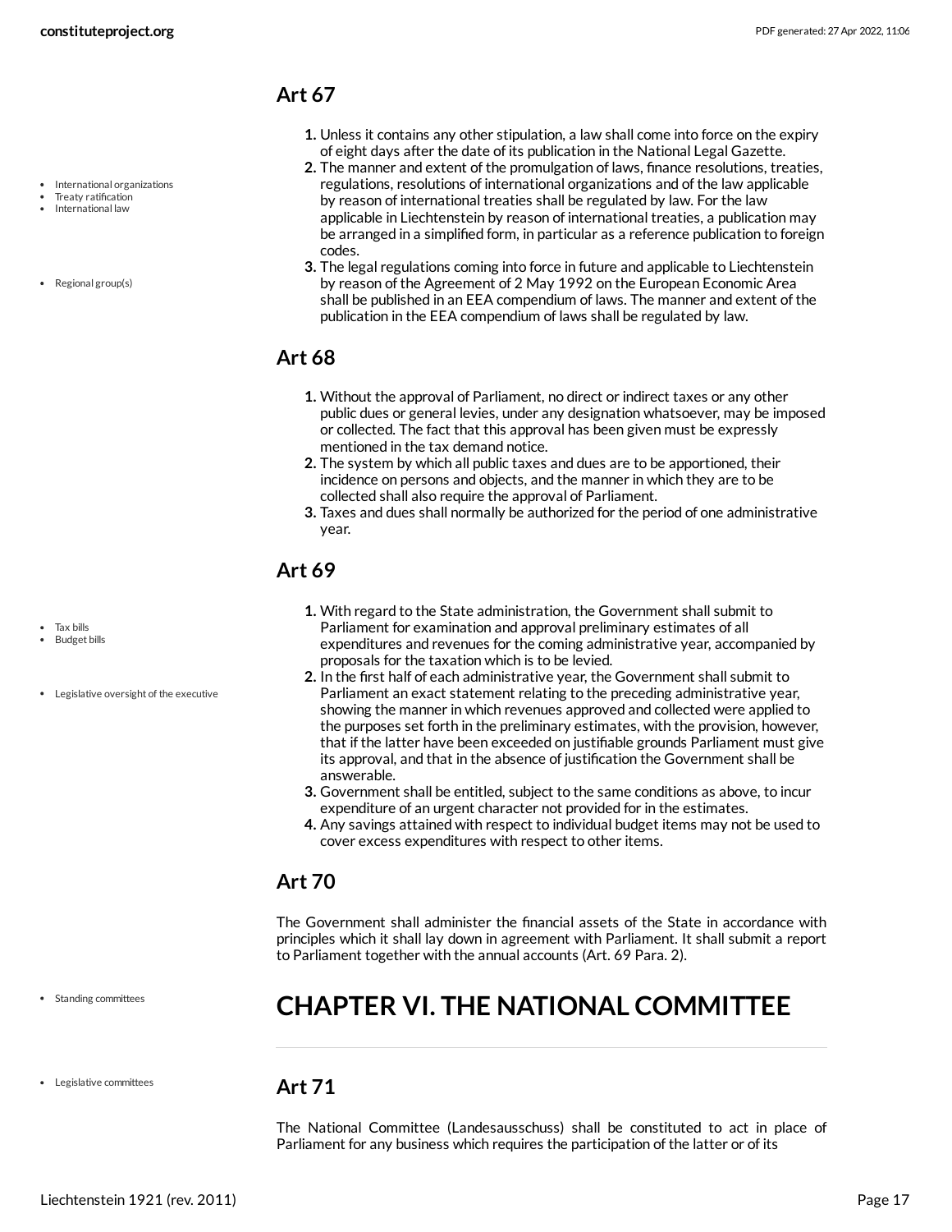## Art 67

1. Unless it contains any other stipulation, a law shall come into force on the expiry of eight days after the date of its publication in the National Legal Gazette.
2. The manner and extent of the promulgation of laws, finance resolutions, treaties, regulations, resolutions of international organizations and of the law applicable by reason of international treaties shall be regulated by law. For the law applicable in Liechtenstein by reason of international treaties, a publication may be arranged in a simplified form, in particular as a reference publication to foreign codes.
3. The legal regulations coming into force in future and applicable to Liechtenstein by reason of the Agreement of 2 May 1992 on the European Economic Area shall be published in an EEA compendium of laws. The manner and extent of the publication in the EEA compendium of laws shall be regulated by law.

## Art 68

1. Without the approval of Parliament, no direct or indirect taxes or any other public dues or general levies, under any designation whatsoever, may be imposed or collected. The fact that this approval has been given must be expressly mentioned in the tax demand notice.
2. The system by which all public taxes and dues are to be apportioned, their incidence on persons and objects, and the manner in which they are to be collected shall also require the approval of Parliament.
3. Taxes and dues shall normally be authorized for the period of one administrative year.

## Art 69

1. With regard to the State administration, the Government shall submit to Parliament for examination and approval preliminary estimates of all expenditures and revenues for the coming administrative year, accompanied by proposals for the taxation which is to be levied.
2. In the first half of each administrative year, the Government shall submit to Parliament an exact statement relating to the preceding administrative year, showing the manner in which revenues approved and collected were applied to the purposes set forth in the preliminary estimates, with the provision, however, that if the latter have been exceeded on justifiable grounds Parliament must give its approval, and that in the absence of justification the Government shall be answerable.
3. Government shall be entitled, subject to the same conditions as above, to incur expenditure of an urgent character not provided for in the estimates.
4. Any savings attained with respect to individual budget items may not be used to cover excess expenditures with respect to other items.

## Art 70

The Government shall administer the financial assets of the State in accordance with principles which it shall lay down in agreement with Parliament. It shall submit a report to Parliament together with the annual accounts (Art. 69 Para. 2).

# CHAPTER VI. THE NATIONAL COMMITTEE

## Art 71

The National Committee (Landesausschuss) shall be constituted to act in place of Parliament for any business which requires the participation of the latter or of its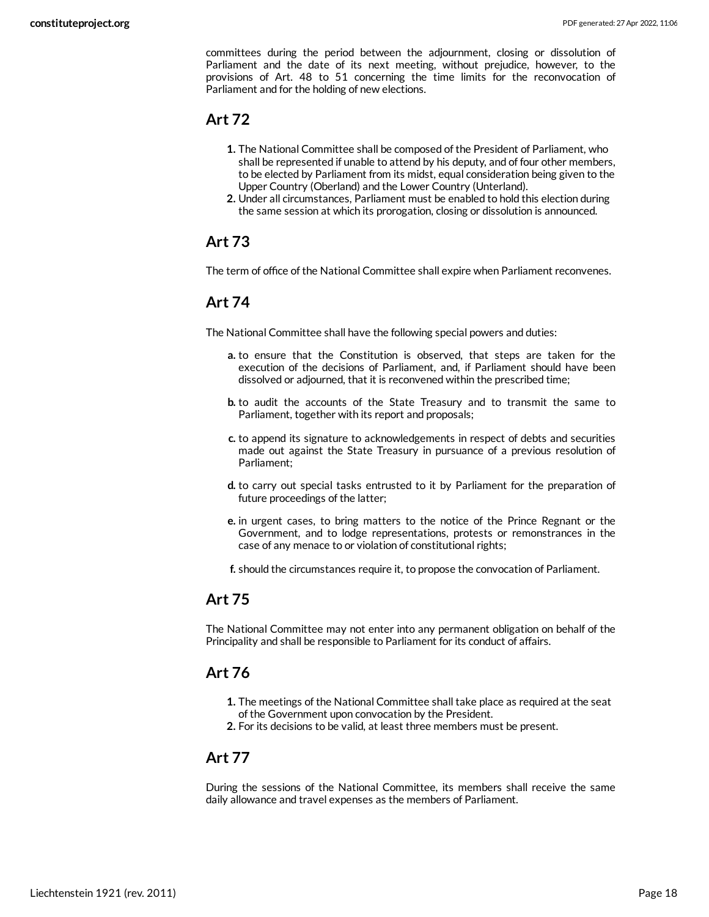committees during the period between the adjournment, closing or dissolution of Parliament and the date of its next meeting, without prejudice, however, to the provisions of Art. 48 to 51 concerning the time limits for the reconvocation of Parliament and for the holding of new elections.

## Art 72

1. The National Committee shall be composed of the President of Parliament, who shall be represented if unable to attend by his deputy, and of four other members, to be elected by Parliament from its midst, equal consideration being given to the Upper Country (Oberland) and the Lower Country (Unterland).
2. Under all circumstances, Parliament must be enabled to hold this election during the same session at which its prorogation, closing or dissolution is announced.

## Art 73

The term of office of the National Committee shall expire when Parliament reconvenes.

## Art 74

The National Committee shall have the following special powers and duties:

a. to ensure that the Constitution is observed, that steps are taken for the execution of the decisions of Parliament, and, if Parliament should have been dissolved or adjourned, that it is reconvened within the prescribed time;

b. to audit the accounts of the State Treasury and to transmit the same to Parliament, together with its report and proposals;

c. to append its signature to acknowledgements in respect of debts and securities made out against the State Treasury in pursuance of a previous resolution of Parliament;

d. to carry out special tasks entrusted to it by Parliament for the preparation of future proceedings of the latter;

e. in urgent cases, to bring matters to the notice of the Prince Regnant or the Government, and to lodge representations, protests or remonstrances in the case of any menace to or violation of constitutional rights;

f. should the circumstances require it, to propose the convocation of Parliament.

## Art 75

The National Committee may not enter into any permanent obligation on behalf of the Principality and shall be responsible to Parliament for its conduct of affairs.

## Art 76

1. The meetings of the National Committee shall take place as required at the seat of the Government upon convocation by the President.
2. For its decisions to be valid, at least three members must be present.

## Art 77

During the sessions of the National Committee, its members shall receive the same daily allowance and travel expenses as the members of Parliament.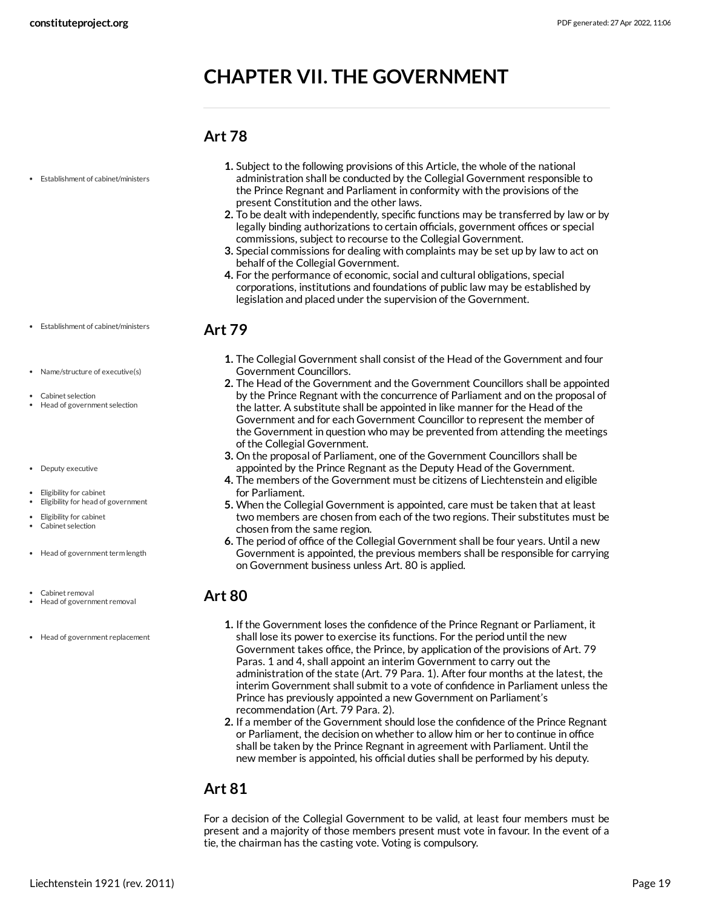# CHAPTER VII. THE GOVERNMENT

## Art 78

1. Subject to the following provisions of this Article, the whole of the national administration shall be conducted by the Collegial Government responsible to the Prince Regnant and Parliament in conformity with the provisions of the present Constitution and the other laws.
2. To be dealt with independently, specific functions may be transferred by law or by legally binding authorizations to certain officials, government offices or special commissions, subject to recourse to the Collegial Government.
3. Special commissions for dealing with complaints may be set up by law to act on behalf of the Collegial Government.
4. For the performance of economic, social and cultural obligations, special corporations, institutions and foundations of public law may be established by legislation and placed under the supervision of the Government.

## Art 79

1. The Collegial Government shall consist of the Head of the Government and four Government Councillors.
2. The Head of the Government and the Government Councillors shall be appointed by the Prince Regnant with the concurrence of Parliament and on the proposal of the latter. A substitute shall be appointed in like manner for the Head of the Government and for each Government Councillor to represent the member of the Government in question who may be prevented from attending the meetings of the Collegial Government.
3. On the proposal of Parliament, one of the Government Councillors shall be appointed by the Prince Regnant as the Deputy Head of the Government.
4. The members of the Government must be citizens of Liechtenstein and eligible for Parliament.
5. When the Collegial Government is appointed, care must be taken that at least two members are chosen from each of the two regions. Their substitutes must be chosen from the same region.
6. The period of office of the Collegial Government shall be four years. Until a new Government is appointed, the previous members shall be responsible for carrying on Government business unless Art. 80 is applied.

## Art 80

1. If the Government loses the confidence of the Prince Regnant or Parliament, it shall lose its power to exercise its functions. For the period until the new Government takes office, the Prince, by application of the provisions of Art. 79 Paras. 1 and 4, shall appoint an interim Government to carry out the administration of the state (Art. 79 Para. 1). After four months at the latest, the interim Government shall submit to a vote of confidence in Parliament unless the Prince has previously appointed a new Government on Parliament's recommendation (Art. 79 Para. 2).
2. If a member of the Government should lose the confidence of the Prince Regnant or Parliament, the decision on whether to allow him or her to continue in office shall be taken by the Prince Regnant in agreement with Parliament. Until the new member is appointed, his official duties shall be performed by his deputy.

## Art 81

For a decision of the Collegial Government to be valid, at least four members must be present and a majority of those members present must vote in favour. In the event of a tie, the chairman has the casting vote. Voting is compulsory.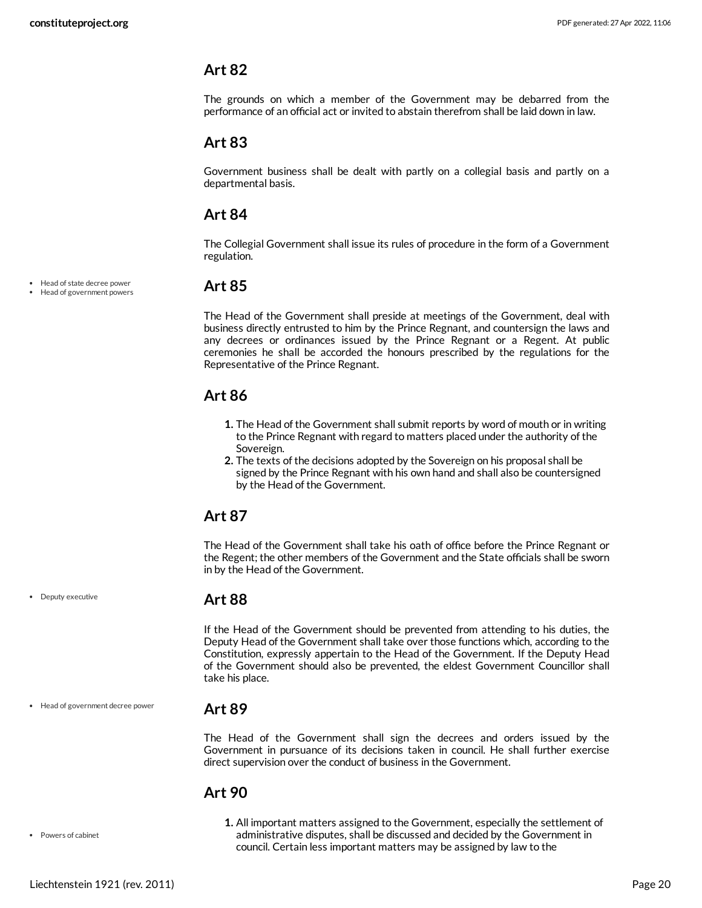## Art 82

The grounds on which a member of the Government may be debarred from the performance of an official act or invited to abstain therefrom shall be laid down in law.

## Art 83

Government business shall be dealt with partly on a collegial basis and partly on a departmental basis.

## Art 84

The Collegial Government shall issue its rules of procedure in the form of a Government regulation.

- Head of state decree power
- Head of government powers

## Art 85

The Head of the Government shall preside at meetings of the Government, deal with business directly entrusted to him by the Prince Regnant, and countersign the laws and any decrees or ordinances issued by the Prince Regnant or a Regent. At public ceremonies he shall be accorded the honours prescribed by the regulations for the Representative of the Prince Regnant.

## Art 86

1. The Head of the Government shall submit reports by word of mouth or in writing to the Prince Regnant with regard to matters placed under the authority of the Sovereign.
2. The texts of the decisions adopted by the Sovereign on his proposal shall be signed by the Prince Regnant with his own hand and shall also be countersigned by the Head of the Government.

## Art 87

The Head of the Government shall take his oath of office before the Prince Regnant or the Regent; the other members of the Government and the State officials shall be sworn in by the Head of the Government.

- Deputy executive

## Art 88

If the Head of the Government should be prevented from attending to his duties, the Deputy Head of the Government shall take over those functions which, according to the Constitution, expressly appertain to the Head of the Government. If the Deputy Head of the Government should also be prevented, the eldest Government Councillor shall take his place.

- Head of government decree power

## Art 89

The Head of the Government shall sign the decrees and orders issued by the Government in pursuance of its decisions taken in council. He shall further exercise direct supervision over the conduct of business in the Government.

## Art 90

- Powers of cabinet

1. All important matters assigned to the Government, especially the settlement of administrative disputes, shall be discussed and decided by the Government in council. Certain less important matters may be assigned by law to the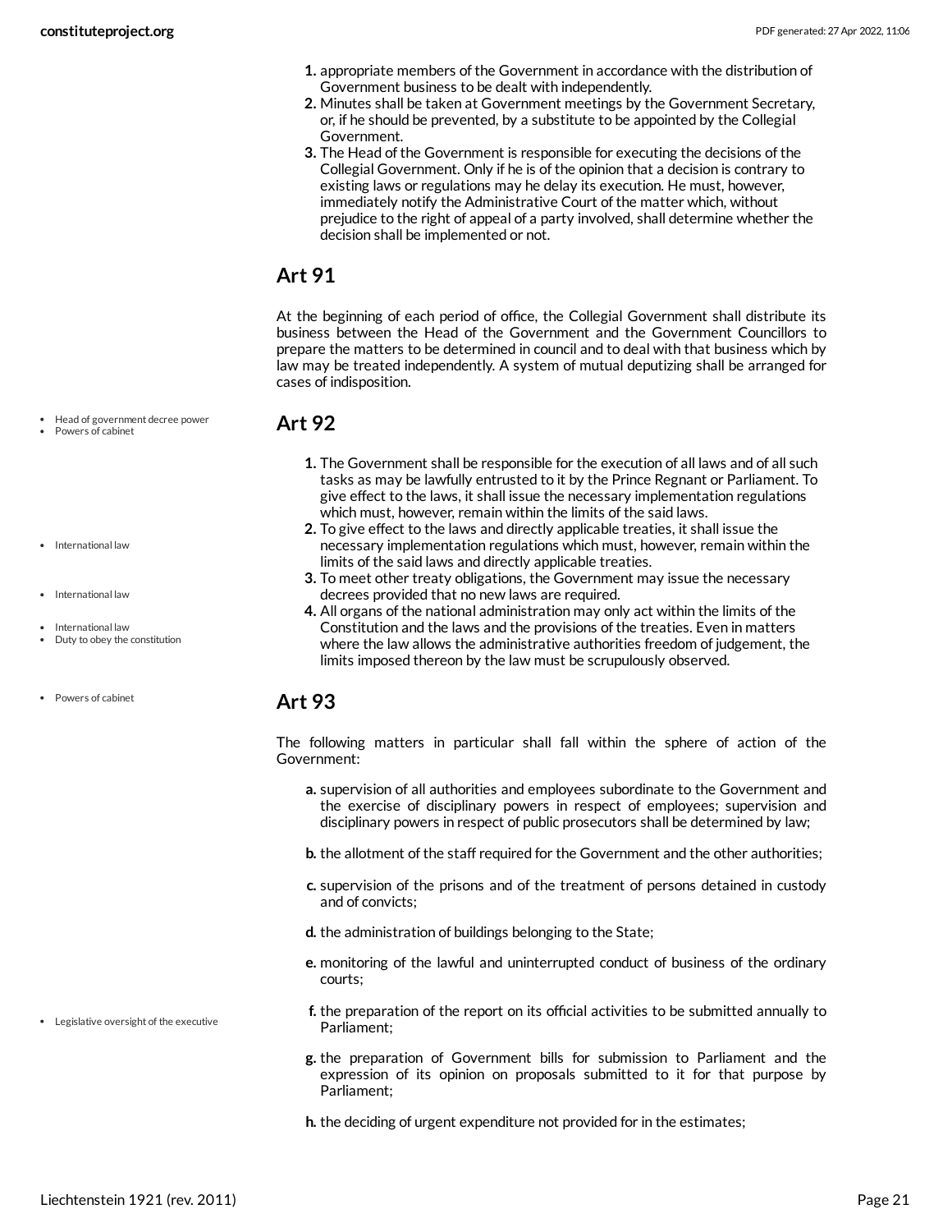1. appropriate members of the Government in accordance with the distribution of Government business to be dealt with independently.
2. Minutes shall be taken at Government meetings by the Government Secretary, or, if he should be prevented, by a substitute to be appointed by the Collegial Government.
3. The Head of the Government is responsible for executing the decisions of the Collegial Government. Only if he is of the opinion that a decision is contrary to existing laws or regulations may he delay its execution. He must, however, immediately notify the Administrative Court of the matter which, without prejudice to the right of appeal of a party involved, shall determine whether the decision shall be implemented or not.

## Art 91

At the beginning of each period of office, the Collegial Government shall distribute its business between the Head of the Government and the Government Councillors to prepare the matters to be determined in council and to deal with that business which by law may be treated independently. A system of mutual deputizing shall be arranged for cases of indisposition.

## Art 92

- Head of government decree power
- Powers of cabinet

1. The Government shall be responsible for the execution of all laws and of all such tasks as may be lawfully entrusted to it by the Prince Regnant or Parliament. To give effect to the laws, it shall issue the necessary implementation regulations which must, however, remain within the limits of the said laws.
2. To give effect to the laws and directly applicable treaties, it shall issue the necessary implementation regulations which must, however, remain within the limits of the said laws and directly applicable treaties.
3. To meet other treaty obligations, the Government may issue the necessary decrees provided that no new laws are required.
4. All organs of the national administration may only act within the limits of the Constitution and the laws and the provisions of the treaties. Even in matters where the law allows the administrative authorities freedom of judgement, the limits imposed thereon by the law must be scrupulously observed.

- International law
- International law
- International law
- Duty to obey the constitution

## Art 93

- Powers of cabinet

The following matters in particular shall fall within the sphere of action of the Government:

a. supervision of all authorities and employees subordinate to the Government and the exercise of disciplinary powers in respect of employees; supervision and disciplinary powers in respect of public prosecutors shall be determined by law;

b. the allotment of the staff required for the Government and the other authorities;

c. supervision of the prisons and of the treatment of persons detained in custody and of convicts;

d. the administration of buildings belonging to the State;

e. monitoring of the lawful and uninterrupted conduct of business of the ordinary courts;

f. the preparation of the report on its official activities to be submitted annually to Parliament;

- Legislative oversight of the executive

g. the preparation of Government bills for submission to Parliament and the expression of its opinion on proposals submitted to it for that purpose by Parliament;

h. the deciding of urgent expenditure not provided for in the estimates;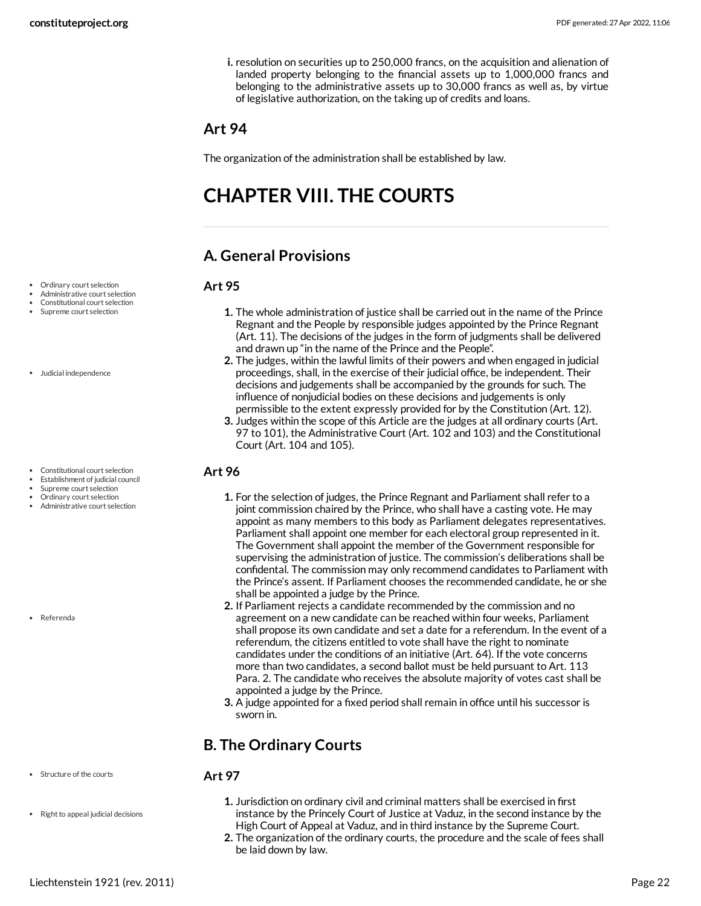i. resolution on securities up to 250,000 francs, on the acquisition and alienation of landed property belonging to the financial assets up to 1,000,000 francs and belonging to the administrative assets up to 30,000 francs as well as, by virtue of legislative authorization, on the taking up of credits and loans.

## Art 94

The organization of the administration shall be established by law.

# CHAPTER VIII. THE COURTS

## A. General Provisions

- Ordinary court selection
- Administrative court selection
- Constitutional court selection
- Supreme court selection

### Art 95

1. The whole administration of justice shall be carried out in the name of the Prince Regnant and the People by responsible judges appointed by the Prince Regnant (Art. 11). The decisions of the judges in the form of judgments shall be delivered and drawn up "in the name of the Prince and the People".
2. The judges, within the lawful limits of their powers and when engaged in judicial proceedings, shall, in the exercise of their judicial office, be independent. Their decisions and judgements shall be accompanied by the grounds for such. The influence of nonjudicial bodies on these decisions and judgements is only permissible to the extent expressly provided for by the Constitution (Art. 12).
3. Judges within the scope of this Article are the judges at all ordinary courts (Art. 97 to 101), the Administrative Court (Art. 102 and 103) and the Constitutional Court (Art. 104 and 105).

- Judicial independence

- Constitutional court selection
- Establishment of judicial council
- Supreme court selection
- Ordinary court selection
- Administrative court selection

### Art 96

1. For the selection of judges, the Prince Regnant and Parliament shall refer to a joint commission chaired by the Prince, who shall have a casting vote. He may appoint as many members to this body as Parliament delegates representatives. Parliament shall appoint one member for each electoral group represented in it. The Government shall appoint the member of the Government responsible for supervising the administration of justice. The commission's deliberations shall be confidental. The commission may only recommend candidates to Parliament with the Prince's assent. If Parliament chooses the recommended candidate, he or she shall be appointed a judge by the Prince.
2. If Parliament rejects a candidate recommended by the commission and no agreement on a new candidate can be reached within four weeks, Parliament shall propose its own candidate and set a date for a referendum. In the event of a referendum, the citizens entitled to vote shall have the right to nominate candidates under the conditions of an initiative (Art. 64). If the vote concerns more than two candidates, a second ballot must be held pursuant to Art. 113 Para. 2. The candidate who receives the absolute majority of votes cast shall be appointed a judge by the Prince.
3. A judge appointed for a fixed period shall remain in office until his successor is sworn in.

- Referenda

## B. The Ordinary Courts

- Structure of the courts

### Art 97

1. Jurisdiction on ordinary civil and criminal matters shall be exercised in first instance by the Princely Court of Justice at Vaduz, in the second instance by the High Court of Appeal at Vaduz, and in third instance by the Supreme Court.
2. The organization of the ordinary courts, the procedure and the scale of fees shall be laid down by law.

- Right to appeal judicial decisions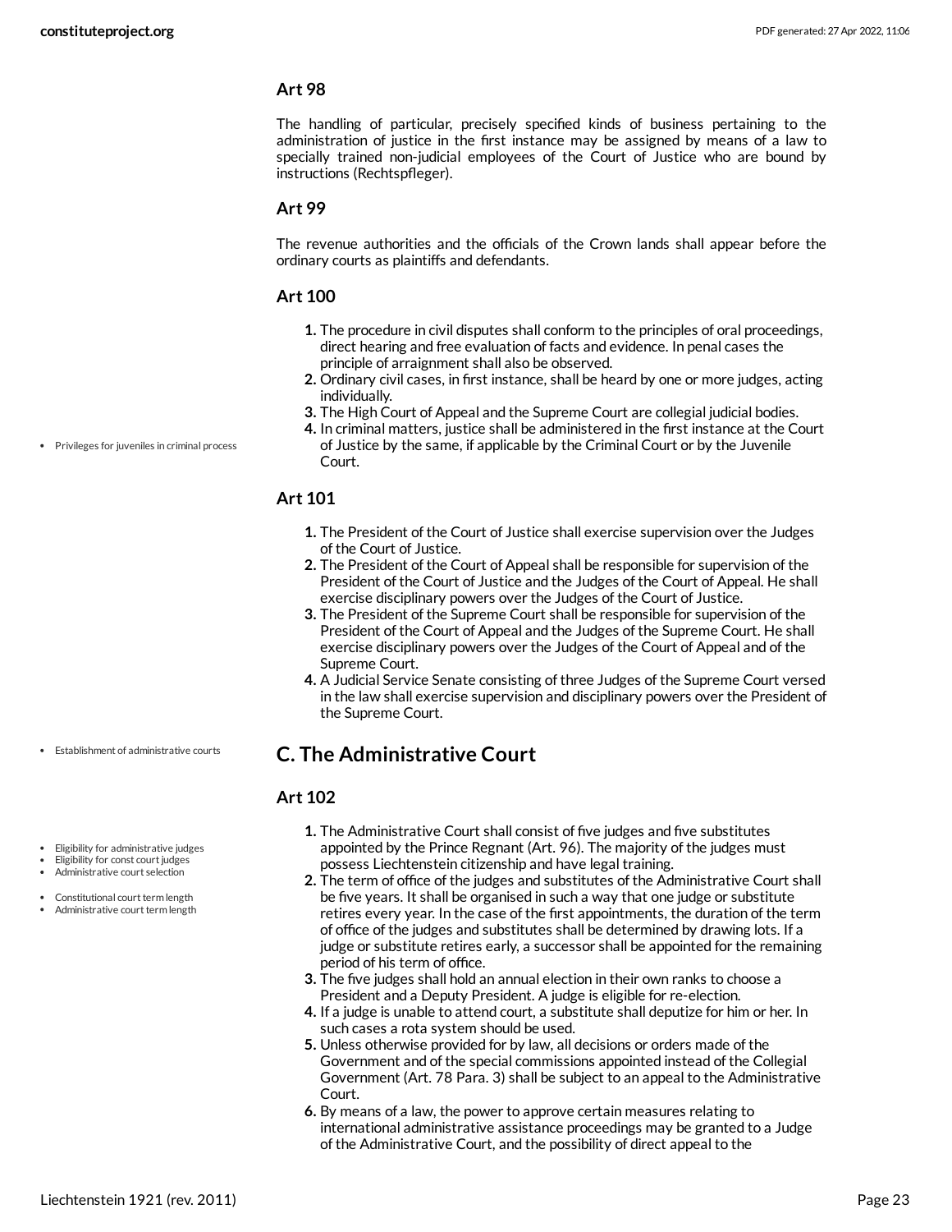### Art 98

The handling of particular, precisely specified kinds of business pertaining to the administration of justice in the first instance may be assigned by means of a law to specially trained non-judicial employees of the Court of Justice who are bound by instructions (Rechtspfleger).

### Art 99

The revenue authorities and the officials of the Crown lands shall appear before the ordinary courts as plaintiffs and defendants.

### Art 100

1. The procedure in civil disputes shall conform to the principles of oral proceedings, direct hearing and free evaluation of facts and evidence. In penal cases the principle of arraignment shall also be observed.
2. Ordinary civil cases, in first instance, shall be heard by one or more judges, acting individually.
3. The High Court of Appeal and the Supreme Court are collegial judicial bodies.
4. In criminal matters, justice shall be administered in the first instance at the Court of Justice by the same, if applicable by the Criminal Court or by the Juvenile Court.

- Privileges for juveniles in criminal process

### Art 101

1. The President of the Court of Justice shall exercise supervision over the Judges of the Court of Justice.
2. The President of the Court of Appeal shall be responsible for supervision of the President of the Court of Justice and the Judges of the Court of Appeal. He shall exercise disciplinary powers over the Judges of the Court of Justice.
3. The President of the Supreme Court shall be responsible for supervision of the President of the Court of Appeal and the Judges of the Supreme Court. He shall exercise disciplinary powers over the Judges of the Court of Appeal and of the Supreme Court.
4. A Judicial Service Senate consisting of three Judges of the Supreme Court versed in the law shall exercise supervision and disciplinary powers over the President of the Supreme Court.

## C. The Administrative Court

- Establishment of administrative courts

### Art 102

- Eligibility for administrative judges
- Eligibility for const court judges
- Administrative court selection
- Constitutional court term length
- Administrative court term length

1. The Administrative Court shall consist of five judges and five substitutes appointed by the Prince Regnant (Art. 96). The majority of the judges must possess Liechtenstein citizenship and have legal training.
2. The term of office of the judges and substitutes of the Administrative Court shall be five years. It shall be organised in such a way that one judge or substitute retires every year. In the case of the first appointments, the duration of the term of office of the judges and substitutes shall be determined by drawing lots. If a judge or substitute retires early, a successor shall be appointed for the remaining period of his term of office.
3. The five judges shall hold an annual election in their own ranks to choose a President and a Deputy President. A judge is eligible for re-election.
4. If a judge is unable to attend court, a substitute shall deputize for him or her. In such cases a rota system should be used.
5. Unless otherwise provided for by law, all decisions or orders made of the Government and of the special commissions appointed instead of the Collegial Government (Art. 78 Para. 3) shall be subject to an appeal to the Administrative Court.
6. By means of a law, the power to approve certain measures relating to international administrative assistance proceedings may be granted to a Judge of the Administrative Court, and the possibility of direct appeal to the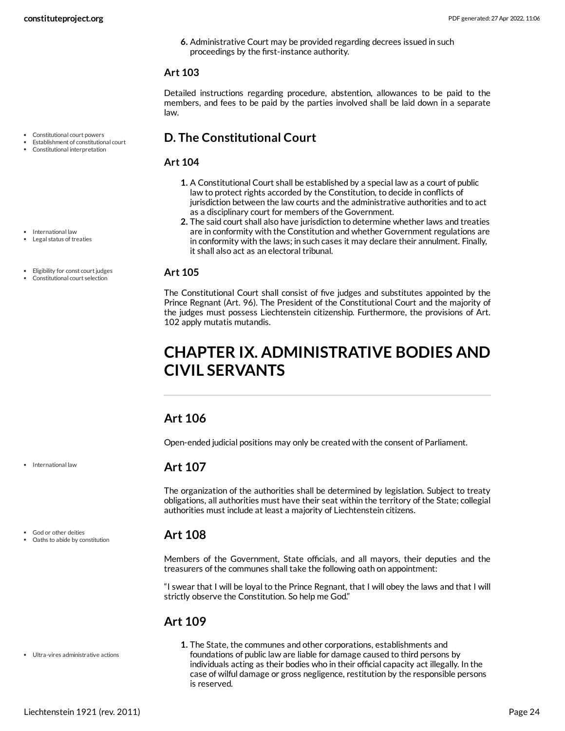6. Administrative Court may be provided regarding decrees issued in such proceedings by the first-instance authority.

### Art 103

Detailed instructions regarding procedure, abstention, allowances to be paid to the members, and fees to be paid by the parties involved shall be laid down in a separate law.

## D. The Constitutional Court

### Art 104

1. A Constitutional Court shall be established by a special law as a court of public law to protect rights accorded by the Constitution, to decide in conflicts of jurisdiction between the law courts and the administrative authorities and to act as a disciplinary court for members of the Government.
2. The said court shall also have jurisdiction to determine whether laws and treaties are in conformity with the Constitution and whether Government regulations are in conformity with the laws; in such cases it may declare their annulment. Finally, it shall also act as an electoral tribunal.

### Art 105

The Constitutional Court shall consist of five judges and substitutes appointed by the Prince Regnant (Art. 96). The President of the Constitutional Court and the majority of the judges must possess Liechtenstein citizenship. Furthermore, the provisions of Art. 102 apply mutatis mutandis.

# CHAPTER IX. ADMINISTRATIVE BODIES AND CIVIL SERVANTS

### Art 106

Open-ended judicial positions may only be created with the consent of Parliament.

### Art 107

The organization of the authorities shall be determined by legislation. Subject to treaty obligations, all authorities must have their seat within the territory of the State; collegial authorities must include at least a majority of Liechtenstein citizens.

### Art 108

Members of the Government, State officials, and all mayors, their deputies and the treasurers of the communes shall take the following oath on appointment:

"I swear that I will be loyal to the Prince Regnant, that I will obey the laws and that I will strictly observe the Constitution. So help me God."

### Art 109

1. The State, the communes and other corporations, establishments and foundations of public law are liable for damage caused to third persons by individuals acting as their bodies who in their official capacity act illegally. In the case of wilful damage or gross negligence, restitution by the responsible persons is reserved.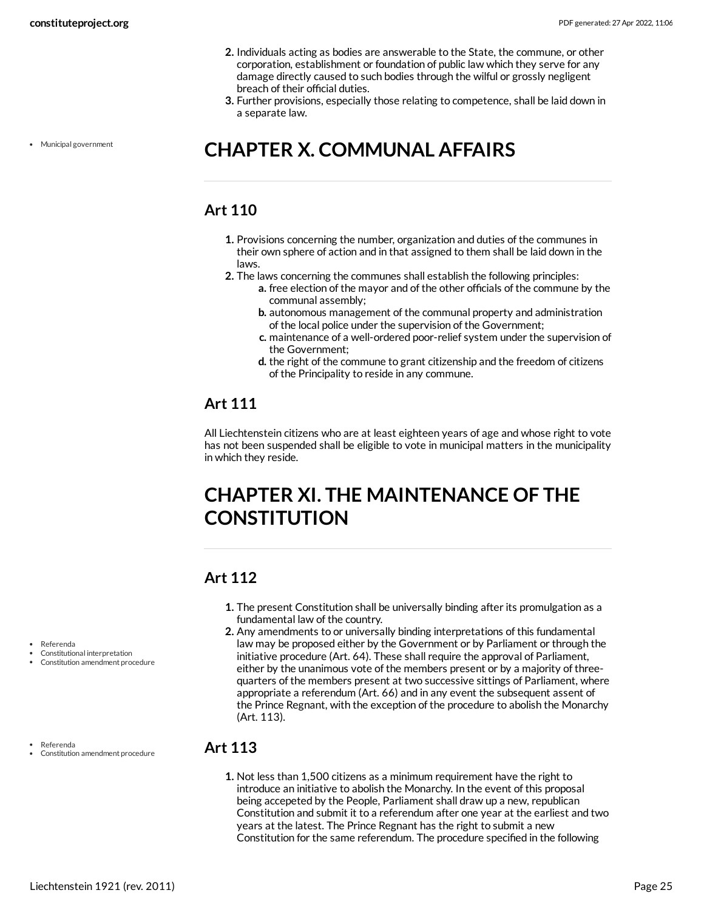2. Individuals acting as bodies are answerable to the State, the commune, or other corporation, establishment or foundation of public law which they serve for any damage directly caused to such bodies through the wilful or grossly negligent breach of their official duties.
3. Further provisions, especially those relating to competence, shall be laid down in a separate law.

- Municipal government

# CHAPTER X. COMMUNAL AFFAIRS

## Art 110

1. Provisions concerning the number, organization and duties of the communes in their own sphere of action and in that assigned to them shall be laid down in the laws.
2. The laws concerning the communes shall establish the following principles:
    a. free election of the mayor and of the other officials of the commune by the communal assembly;
    b. autonomous management of the communal property and administration of the local police under the supervision of the Government;
    c. maintenance of a well-ordered poor-relief system under the supervision of the Government;
    d. the right of the commune to grant citizenship and the freedom of citizens of the Principality to reside in any commune.

## Art 111

All Liechtenstein citizens who are at least eighteen years of age and whose right to vote has not been suspended shall be eligible to vote in municipal matters in the municipality in which they reside.

# CHAPTER XI. THE MAINTENANCE OF THE CONSTITUTION

## Art 112

- Referenda
- Constitutional interpretation
- Constitution amendment procedure

1. The present Constitution shall be universally binding after its promulgation as a fundamental law of the country.
2. Any amendments to or universally binding interpretations of this fundamental law may be proposed either by the Government or by Parliament or through the initiative procedure (Art. 64). These shall require the approval of Parliament, either by the unanimous vote of the members present or by a majority of three-quarters of the members present at two successive sittings of Parliament, where appropriate a referendum (Art. 66) and in any event the subsequent assent of the Prince Regnant, with the exception of the procedure to abolish the Monarchy (Art. 113).

- Referenda
- Constitution amendment procedure

## Art 113

1. Not less than 1,500 citizens as a minimum requirement have the right to introduce an initiative to abolish the Monarchy. In the event of this proposal being accepeted by the People, Parliament shall draw up a new, republican Constitution and submit it to a referendum after one year at the earliest and two years at the latest. The Prince Regnant has the right to submit a new Constitution for the same referendum. The procedure specified in the following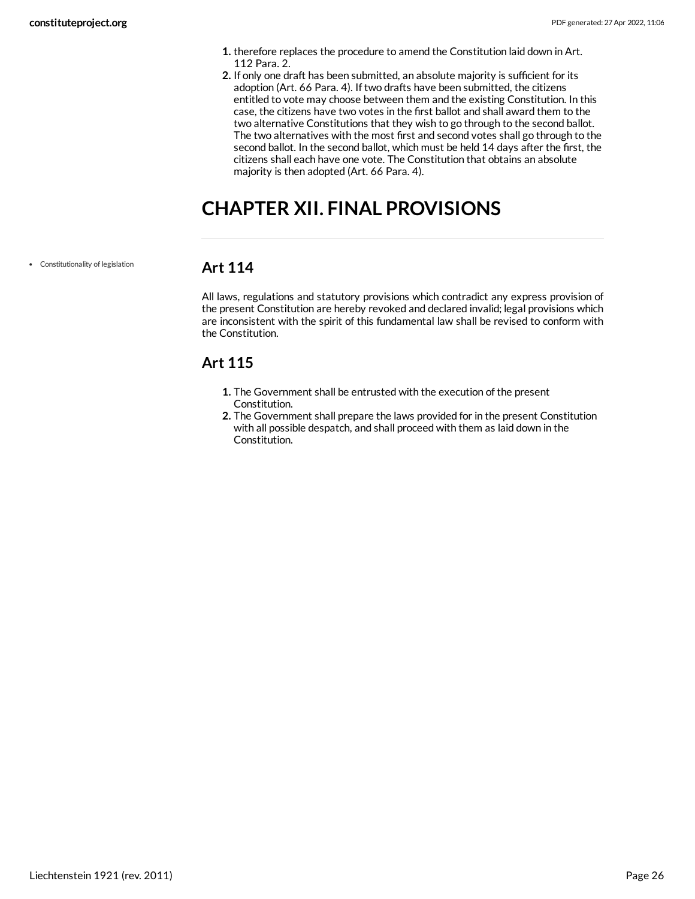1. therefore replaces the procedure to amend the Constitution laid down in Art. 112 Para. 2.
2. If only one draft has been submitted, an absolute majority is sufficient for its adoption (Art. 66 Para. 4). If two drafts have been submitted, the citizens entitled to vote may choose between them and the existing Constitution. In this case, the citizens have two votes in the first ballot and shall award them to the two alternative Constitutions that they wish to go through to the second ballot. The two alternatives with the most first and second votes shall go through to the second ballot. In the second ballot, which must be held 14 days after the first, the citizens shall each have one vote. The Constitution that obtains an absolute majority is then adopted (Art. 66 Para. 4).

# CHAPTER XII. FINAL PROVISIONS

- Constitutionality of legislation

## Art 114

All laws, regulations and statutory provisions which contradict any express provision of the present Constitution are hereby revoked and declared invalid; legal provisions which are inconsistent with the spirit of this fundamental law shall be revised to conform with the Constitution.

## Art 115

1. The Government shall be entrusted with the execution of the present Constitution.
2. The Government shall prepare the laws provided for in the present Constitution with all possible despatch, and shall proceed with them as laid down in the Constitution.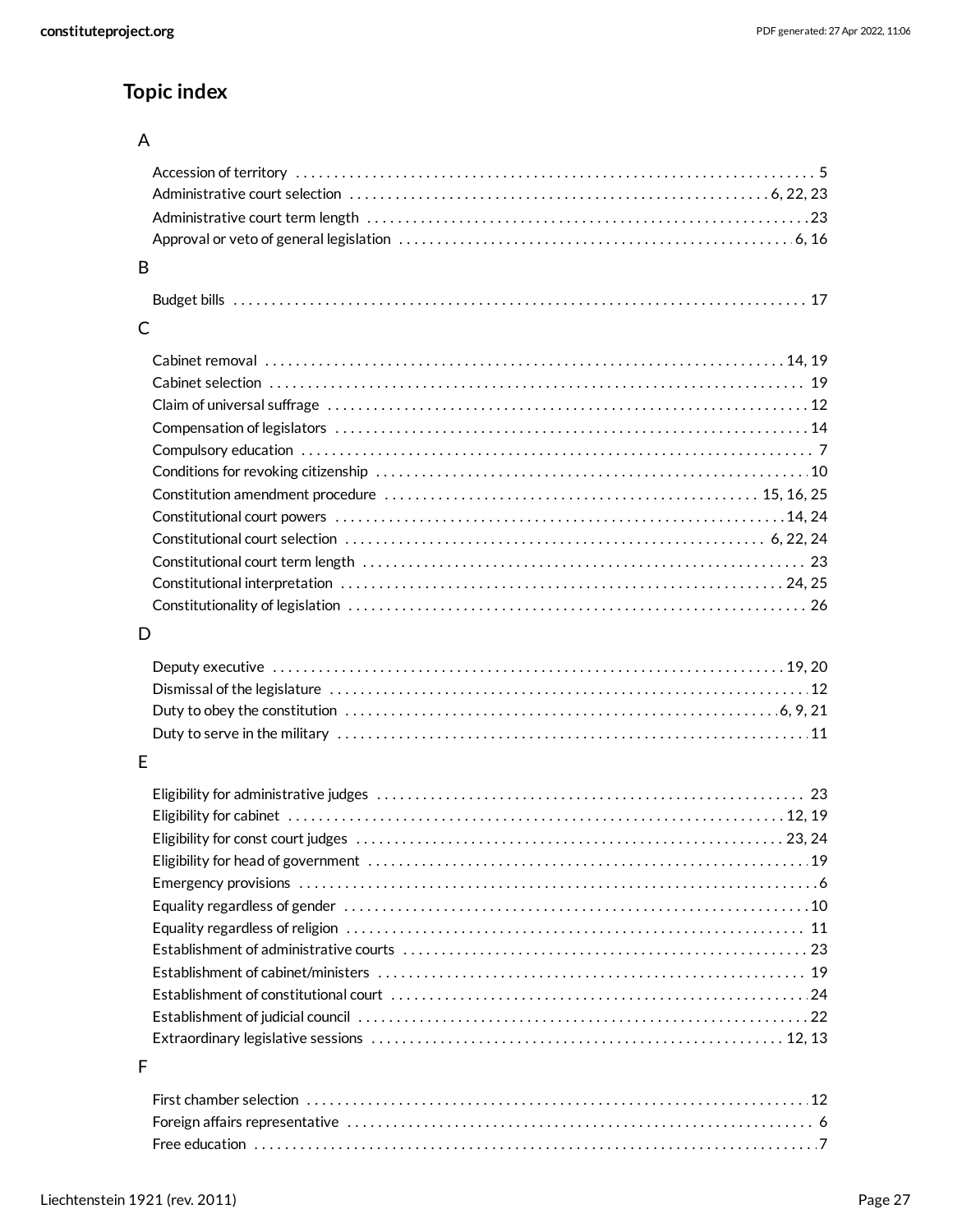## Topic index

### A

- Accession of territory . . . . . 5
- Administrative court selection . . . . . 6, 22, 23
- Administrative court term length . . . . . 23
- Approval or veto of general legislation . . . . . 6, 16

### B

- Budget bills . . . . . 17

### C

- Cabinet removal . . . . . 14, 19
- Cabinet selection . . . . . 19
- Claim of universal suffrage . . . . . 12
- Compensation of legislators . . . . . 14
- Compulsory education . . . . . 7
- Conditions for revoking citizenship . . . . . 10
- Constitution amendment procedure . . . . . 15, 16, 25
- Constitutional court powers . . . . . 14, 24
- Constitutional court selection . . . . . 6, 22, 24
- Constitutional court term length . . . . . 23
- Constitutional interpretation . . . . . 24, 25
- Constitutionality of legislation . . . . . 26

### D

- Deputy executive . . . . . 19, 20
- Dismissal of the legislature . . . . . 12
- Duty to obey the constitution . . . . . 6, 9, 21
- Duty to serve in the military . . . . . 11

### E

- Eligibility for administrative judges . . . . . 23
- Eligibility for cabinet . . . . . 12, 19
- Eligibility for const court judges . . . . . 23, 24
- Eligibility for head of government . . . . . 19
- Emergency provisions . . . . . 6
- Equality regardless of gender . . . . . 10
- Equality regardless of religion . . . . . 11
- Establishment of administrative courts . . . . . 23
- Establishment of cabinet/ministers . . . . . 19
- Establishment of constitutional court . . . . . 24
- Establishment of judicial council . . . . . 22
- Extraordinary legislative sessions . . . . . 12, 13

### F

- First chamber selection . . . . . 12
- Foreign affairs representative . . . . . 6
- Free education . . . . . 7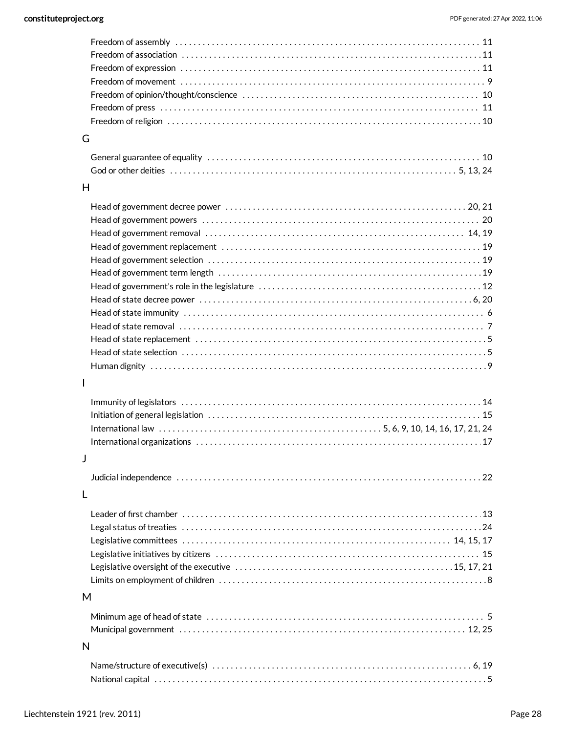Freedom of assembly . . . . . . . . . . . . . . . . . . . . . . . . . . . . . . . . . . . . . . . . . . . . . . . . . . . . . . . . . . . . . . . . 11
Freedom of association . . . . . . . . . . . . . . . . . . . . . . . . . . . . . . . . . . . . . . . . . . . . . . . . . . . . . . . . . . . . . . . 11
Freedom of expression . . . . . . . . . . . . . . . . . . . . . . . . . . . . . . . . . . . . . . . . . . . . . . . . . . . . . . . . . . . . . . . 11
Freedom of movement . . . . . . . . . . . . . . . . . . . . . . . . . . . . . . . . . . . . . . . . . . . . . . . . . . . . . . . . . . . . . . . . 9
Freedom of opinion/thought/conscience . . . . . . . . . . . . . . . . . . . . . . . . . . . . . . . . . . . . . . . . . . . . . . . . . 10
Freedom of press . . . . . . . . . . . . . . . . . . . . . . . . . . . . . . . . . . . . . . . . . . . . . . . . . . . . . . . . . . . . . . . . . . . . 11
Freedom of religion . . . . . . . . . . . . . . . . . . . . . . . . . . . . . . . . . . . . . . . . . . . . . . . . . . . . . . . . . . . . . . . . . . 10

## G

General guarantee of equality . . . . . . . . . . . . . . . . . . . . . . . . . . . . . . . . . . . . . . . . . . . . . . . . . . . . . . . . . 10
God or other deities . . . . . . . . . . . . . . . . . . . . . . . . . . . . . . . . . . . . . . . . . . . . . . . . . . . . . . . . . . . . . 5, 13, 24

## H

Head of government decree power . . . . . . . . . . . . . . . . . . . . . . . . . . . . . . . . . . . . . . . . . . . . . . . . . . . 20, 21
Head of government powers . . . . . . . . . . . . . . . . . . . . . . . . . . . . . . . . . . . . . . . . . . . . . . . . . . . . . . . . . . . 20
Head of government removal . . . . . . . . . . . . . . . . . . . . . . . . . . . . . . . . . . . . . . . . . . . . . . . . . . . . . . . 14, 19
Head of government replacement . . . . . . . . . . . . . . . . . . . . . . . . . . . . . . . . . . . . . . . . . . . . . . . . . . . . . . . 19
Head of government selection . . . . . . . . . . . . . . . . . . . . . . . . . . . . . . . . . . . . . . . . . . . . . . . . . . . . . . . . . . 19
Head of government term length . . . . . . . . . . . . . . . . . . . . . . . . . . . . . . . . . . . . . . . . . . . . . . . . . . . . . . . . 19
Head of government's role in the legislature . . . . . . . . . . . . . . . . . . . . . . . . . . . . . . . . . . . . . . . . . . . . . . 12
Head of state decree power . . . . . . . . . . . . . . . . . . . . . . . . . . . . . . . . . . . . . . . . . . . . . . . . . . . . . . . . . . . 6, 20
Head of state immunity . . . . . . . . . . . . . . . . . . . . . . . . . . . . . . . . . . . . . . . . . . . . . . . . . . . . . . . . . . . . . . . . . 6
Head of state removal . . . . . . . . . . . . . . . . . . . . . . . . . . . . . . . . . . . . . . . . . . . . . . . . . . . . . . . . . . . . . . . . . . 7
Head of state replacement . . . . . . . . . . . . . . . . . . . . . . . . . . . . . . . . . . . . . . . . . . . . . . . . . . . . . . . . . . . . . . 5
Head of state selection . . . . . . . . . . . . . . . . . . . . . . . . . . . . . . . . . . . . . . . . . . . . . . . . . . . . . . . . . . . . . . . . . 5
Human dignity . . . . . . . . . . . . . . . . . . . . . . . . . . . . . . . . . . . . . . . . . . . . . . . . . . . . . . . . . . . . . . . . . . . . . . . 9

## I

Immunity of legislators . . . . . . . . . . . . . . . . . . . . . . . . . . . . . . . . . . . . . . . . . . . . . . . . . . . . . . . . . . . . . . . . 14
Initiation of general legislation . . . . . . . . . . . . . . . . . . . . . . . . . . . . . . . . . . . . . . . . . . . . . . . . . . . . . . . . . 15
International law . . . . . . . . . . . . . . . . . . . . . . . . . . . . . . . . . . . . . . . . . . . . . . . 5, 6, 9, 10, 14, 16, 17, 21, 24
International organizations . . . . . . . . . . . . . . . . . . . . . . . . . . . . . . . . . . . . . . . . . . . . . . . . . . . . . . . . . . . . . 17

## J

Judicial independence . . . . . . . . . . . . . . . . . . . . . . . . . . . . . . . . . . . . . . . . . . . . . . . . . . . . . . . . . . . . . . . . . 22

## L

Leader of first chamber . . . . . . . . . . . . . . . . . . . . . . . . . . . . . . . . . . . . . . . . . . . . . . . . . . . . . . . . . . . . . . . . 13
Legal status of treaties . . . . . . . . . . . . . . . . . . . . . . . . . . . . . . . . . . . . . . . . . . . . . . . . . . . . . . . . . . . . . . . . 24
Legislative committees . . . . . . . . . . . . . . . . . . . . . . . . . . . . . . . . . . . . . . . . . . . . . . . . . . . . . . . . . . . 14, 15, 17
Legislative initiatives by citizens . . . . . . . . . . . . . . . . . . . . . . . . . . . . . . . . . . . . . . . . . . . . . . . . . . . . . . . . 15
Legislative oversight of the executive . . . . . . . . . . . . . . . . . . . . . . . . . . . . . . . . . . . . . . . . . . . . . . . 15, 17, 21
Limits on employment of children . . . . . . . . . . . . . . . . . . . . . . . . . . . . . . . . . . . . . . . . . . . . . . . . . . . . . . . . 8

## M

Minimum age of head of state . . . . . . . . . . . . . . . . . . . . . . . . . . . . . . . . . . . . . . . . . . . . . . . . . . . . . . . . . . . 5
Municipal government . . . . . . . . . . . . . . . . . . . . . . . . . . . . . . . . . . . . . . . . . . . . . . . . . . . . . . . . . . . . . . 12, 25

## N

Name/structure of executive(s) . . . . . . . . . . . . . . . . . . . . . . . . . . . . . . . . . . . . . . . . . . . . . . . . . . . . . . . . 6, 19
National capital . . . . . . . . . . . . . . . . . . . . . . . . . . . . . . . . . . . . . . . . . . . . . . . . . . . . . . . . . . . . . . . . . . . . . . 5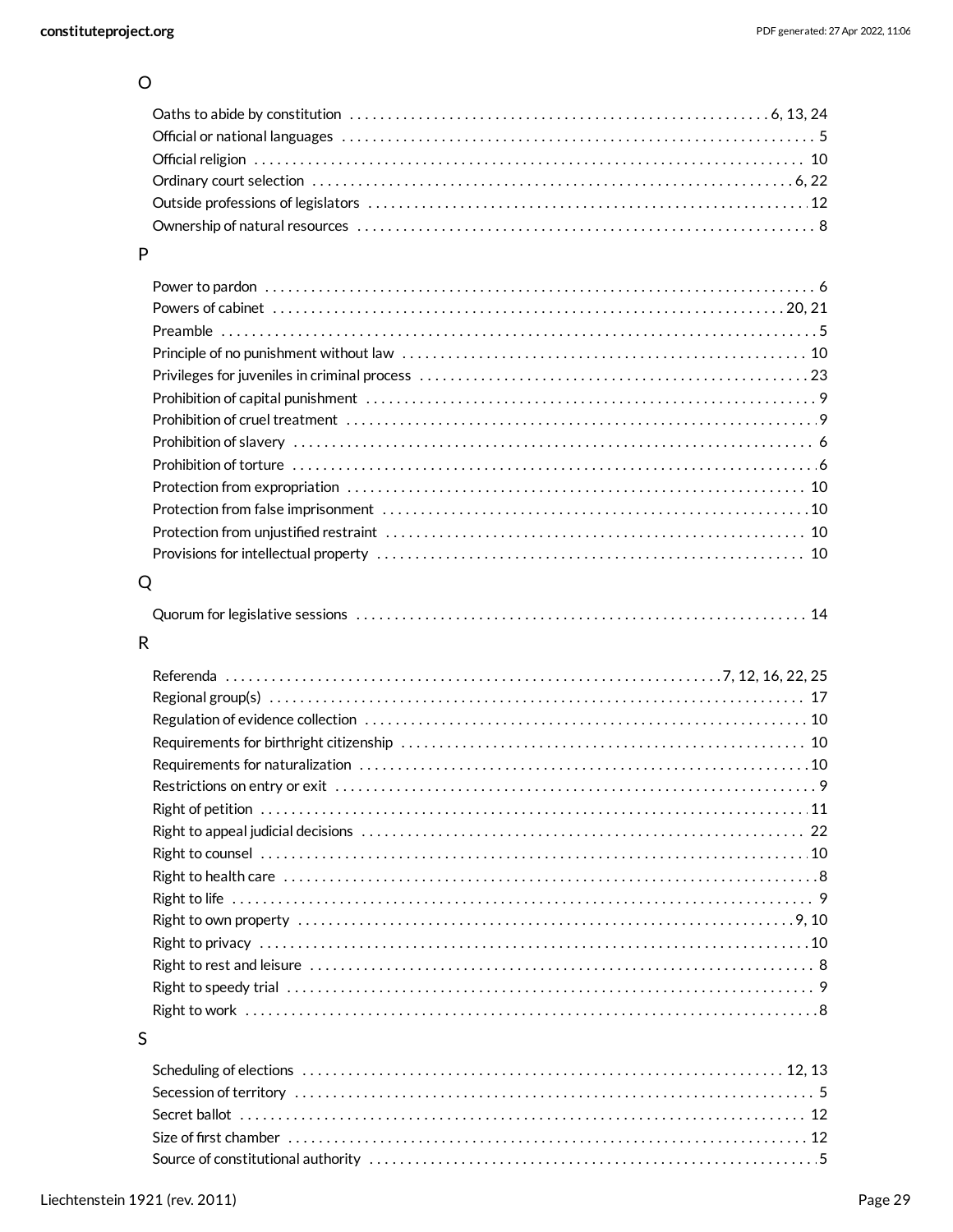## O

- Oaths to abide by constitution . . . . . . 6, 13, 24
- Official or national languages . . . . . . 5
- Official religion . . . . . . 10
- Ordinary court selection . . . . . . 6, 22
- Outside professions of legislators . . . . . . 12
- Ownership of natural resources . . . . . . 8

## P

- Power to pardon . . . . . . 6
- Powers of cabinet . . . . . . 20, 21
- Preamble . . . . . . 5
- Principle of no punishment without law . . . . . . 10
- Privileges for juveniles in criminal process . . . . . . 23
- Prohibition of capital punishment . . . . . . 9
- Prohibition of cruel treatment . . . . . . 9
- Prohibition of slavery . . . . . . 6
- Prohibition of torture . . . . . . 6
- Protection from expropriation . . . . . . 10
- Protection from false imprisonment . . . . . . 10
- Protection from unjustified restraint . . . . . . 10
- Provisions for intellectual property . . . . . . 10

## Q

- Quorum for legislative sessions . . . . . . 14

## R

- Referenda . . . . . . 7, 12, 16, 22, 25
- Regional group(s) . . . . . . 17
- Regulation of evidence collection . . . . . . 10
- Requirements for birthright citizenship . . . . . . 10
- Requirements for naturalization . . . . . . 10
- Restrictions on entry or exit . . . . . . 9
- Right of petition . . . . . . 11
- Right to appeal judicial decisions . . . . . . 22
- Right to counsel . . . . . . 10
- Right to health care . . . . . . 8
- Right to life . . . . . . 9
- Right to own property . . . . . . 9, 10
- Right to privacy . . . . . . 10
- Right to rest and leisure . . . . . . 8
- Right to speedy trial . . . . . . 9
- Right to work . . . . . . 8

## S

- Scheduling of elections . . . . . . 12, 13
- Secession of territory . . . . . . 5
- Secret ballot . . . . . . 12
- Size of first chamber . . . . . . 12
- Source of constitutional authority . . . . . . 5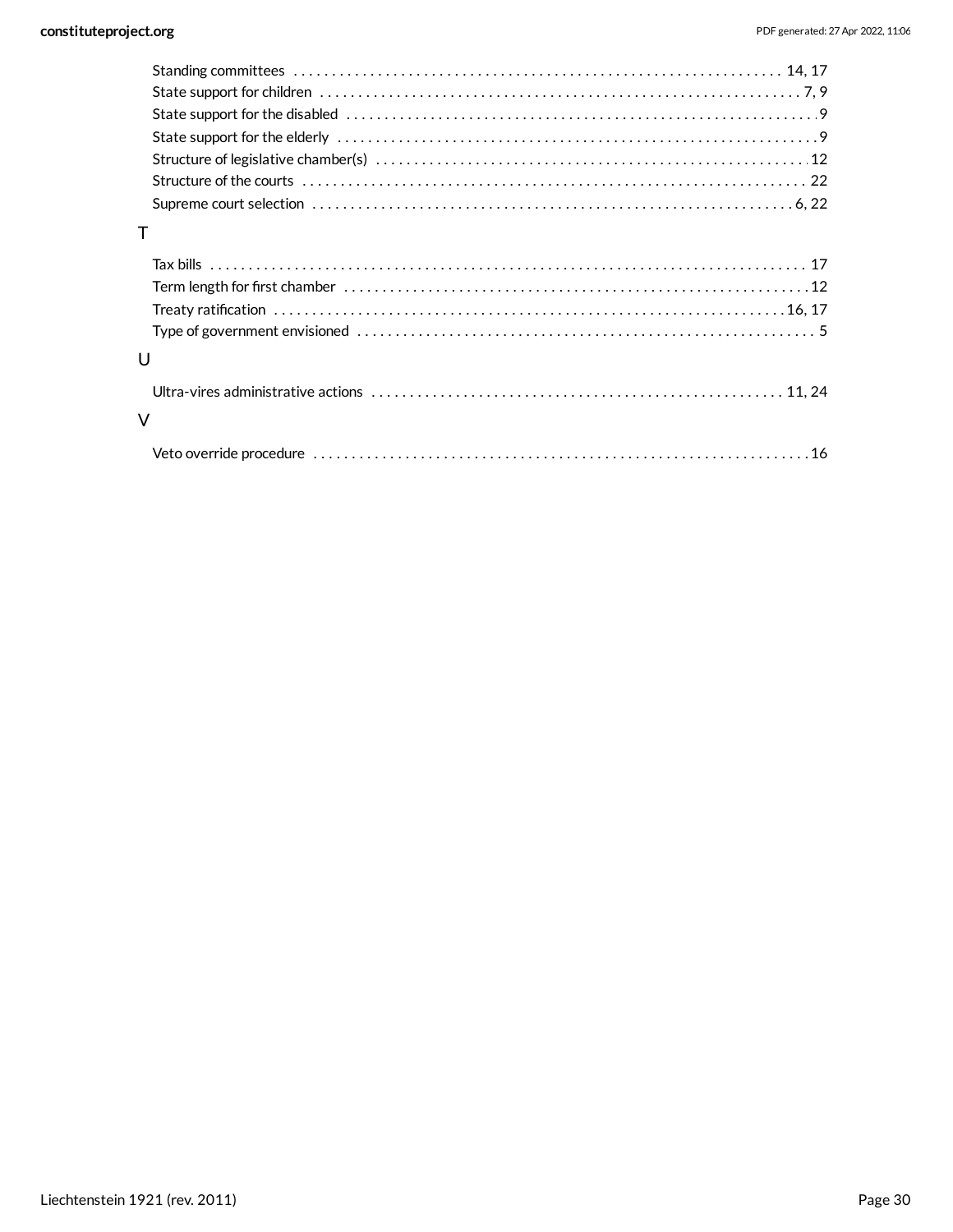Standing committees . . . . . . . . . . . . . . . . . . . . . . . . . . . . . . . . . . . . . . . . . . . . . . . . . . . . . . . . . . . . . . . . 14, 17
State support for children . . . . . . . . . . . . . . . . . . . . . . . . . . . . . . . . . . . . . . . . . . . . . . . . . . . . . . . . . . . . . . . 7, 9
State support for the disabled . . . . . . . . . . . . . . . . . . . . . . . . . . . . . . . . . . . . . . . . . . . . . . . . . . . . . . . . . . . . . . 9
State support for the elderly . . . . . . . . . . . . . . . . . . . . . . . . . . . . . . . . . . . . . . . . . . . . . . . . . . . . . . . . . . . . . . . . 9
Structure of legislative chamber(s) . . . . . . . . . . . . . . . . . . . . . . . . . . . . . . . . . . . . . . . . . . . . . . . . . . . . . . . . . . 12
Structure of the courts . . . . . . . . . . . . . . . . . . . . . . . . . . . . . . . . . . . . . . . . . . . . . . . . . . . . . . . . . . . . . . . . . . . 22
Supreme court selection . . . . . . . . . . . . . . . . . . . . . . . . . . . . . . . . . . . . . . . . . . . . . . . . . . . . . . . . . . . . . . . . 6, 22

T

Tax bills . . . . . . . . . . . . . . . . . . . . . . . . . . . . . . . . . . . . . . . . . . . . . . . . . . . . . . . . . . . . . . . . . . . . . . . . . . . . 17
Term length for first chamber . . . . . . . . . . . . . . . . . . . . . . . . . . . . . . . . . . . . . . . . . . . . . . . . . . . . . . . . . . . . . 12
Treaty ratification . . . . . . . . . . . . . . . . . . . . . . . . . . . . . . . . . . . . . . . . . . . . . . . . . . . . . . . . . . . . . . . . . . 16, 17
Type of government envisioned . . . . . . . . . . . . . . . . . . . . . . . . . . . . . . . . . . . . . . . . . . . . . . . . . . . . . . . . . . . . 5

U

Ultra-vires administrative actions . . . . . . . . . . . . . . . . . . . . . . . . . . . . . . . . . . . . . . . . . . . . . . . . . . . . . . . 11, 24

V

Veto override procedure . . . . . . . . . . . . . . . . . . . . . . . . . . . . . . . . . . . . . . . . . . . . . . . . . . . . . . . . . . . . . . . . 16